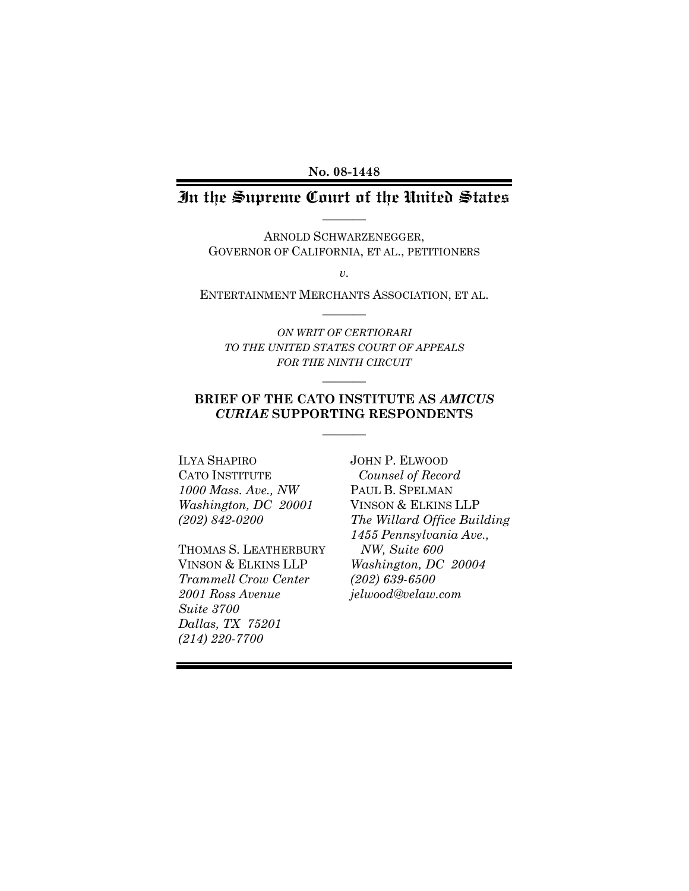**No. 08-1448**

# In the Supreme Court of the United States

---

ARNOLD SCHWARZENEGGER,
GOVERNOR OF CALIFORNIA, ET AL., PETITIONERS

*v.*

ENTERTAINMENT MERCHANTS ASSOCIATION, ET AL.

---

*ON WRIT OF CERTIORARI*
*TO THE UNITED STATES COURT OF APPEALS*
*FOR THE NINTH CIRCUIT*

---

**BRIEF OF THE CATO INSTITUTE AS *AMICUS CURIAE* SUPPORTING RESPONDENTS**

---

ILYA SHAPIRO
CATO INSTITUTE
*1000 Mass. Ave., NW*
*Washington, DC 20001*
*(202) 842-0200*

THOMAS S. LEATHERBURY
VINSON & ELKINS LLP
*Trammell Crow Center*
*2001 Ross Avenue*
*Suite 3700*
*Dallas, TX 75201*
*(214) 220-7700*

JOHN P. ELWOOD
*Counsel of Record*
PAUL B. SPELMAN
VINSON & ELKINS LLP
*The Willard Office Building*
*1455 Pennsylvania Ave., NW, Suite 600*
*Washington, DC 20004*
*(202) 639-6500*
*jelwood@velaw.com*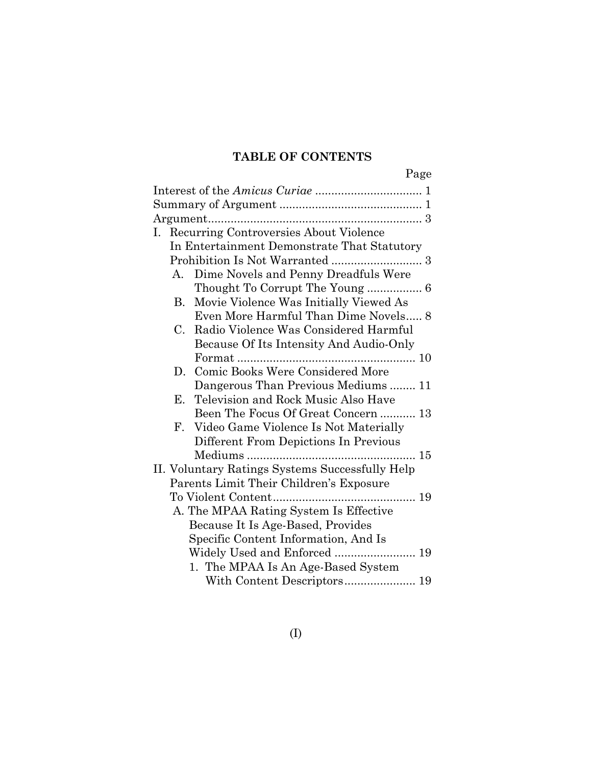## TABLE OF CONTENTS

| | Page |
|---|---|
| Interest of the *Amicus Curiae* | 1 |
| Summary of Argument | 1 |
| Argument | 3 |
| I. Recurring Controversies About Violence In Entertainment Demonstrate That Statutory Prohibition Is Not Warranted | 3 |
| A. Dime Novels and Penny Dreadfuls Were Thought To Corrupt The Young | 6 |
| B. Movie Violence Was Initially Viewed As Even More Harmful Than Dime Novels | 8 |
| C. Radio Violence Was Considered Harmful Because Of Its Intensity And Audio-Only Format | 10 |
| D. Comic Books Were Considered More Dangerous Than Previous Mediums | 11 |
| E. Television and Rock Music Also Have Been The Focus Of Great Concern | 13 |
| F. Video Game Violence Is Not Materially Different From Depictions In Previous Mediums | 15 |
| II. Voluntary Ratings Systems Successfully Help Parents Limit Their Children's Exposure To Violent Content | 19 |
| A. The MPAA Rating System Is Effective Because It Is Age-Based, Provides Specific Content Information, And Is Widely Used and Enforced | 19 |
| 1. The MPAA Is An Age-Based System With Content Descriptors | 19 |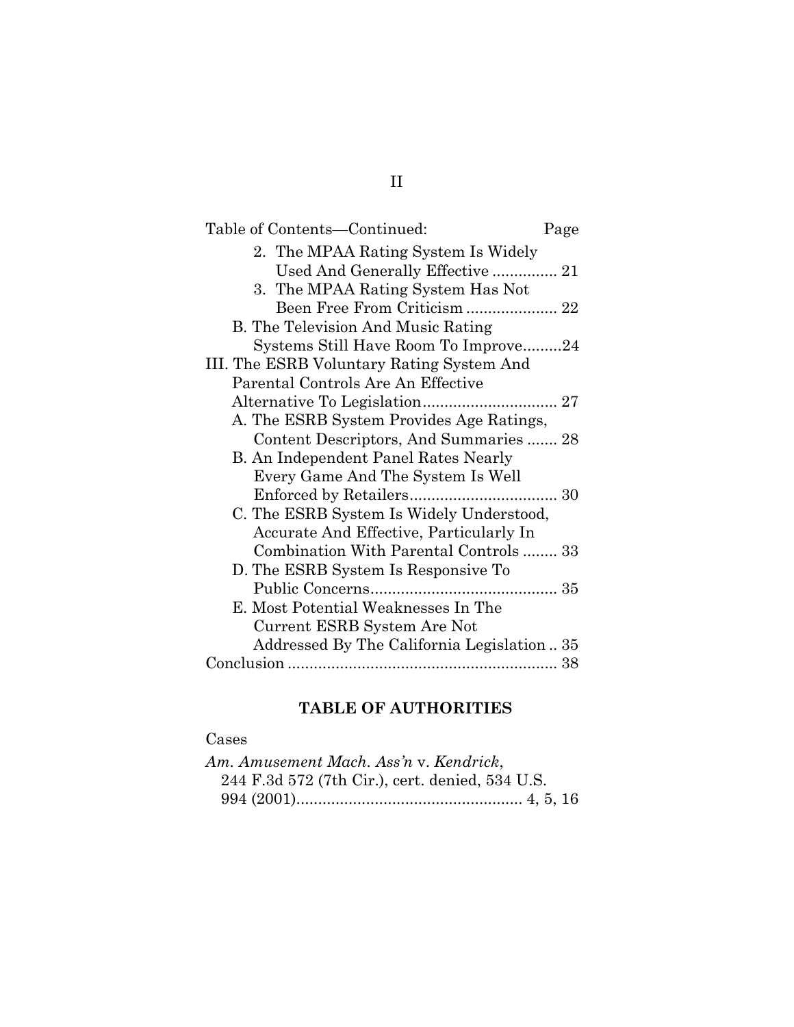Table of Contents—Continued: Page

2. The MPAA Rating System Is Widely Used And Generally Effective ............... 21
3. The MPAA Rating System Has Not Been Free From Criticism ..................... 22

B. The Television And Music Rating Systems Still Have Room To Improve.........24

III. The ESRB Voluntary Rating System And Parental Controls Are An Effective Alternative To Legislation............................... 27

A. The ESRB System Provides Age Ratings, Content Descriptors, And Summaries ....... 28
B. An Independent Panel Rates Nearly Every Game And The System Is Well Enforced by Retailers.................................. 30
C. The ESRB System Is Widely Understood, Accurate And Effective, Particularly In Combination With Parental Controls ........ 33
D. The ESRB System Is Responsive To Public Concerns........................................... 35
E. Most Potential Weaknesses In The Current ESRB System Are Not Addressed By The California Legislation .. 35

Conclusion .............................................................. 38

## TABLE OF AUTHORITIES

Cases

*Am. Amusement Mach. Ass'n* v. *Kendrick*, 244 F.3d 572 (7th Cir.), cert. denied, 534 U.S. 994 (2001).................................................... 4, 5, 16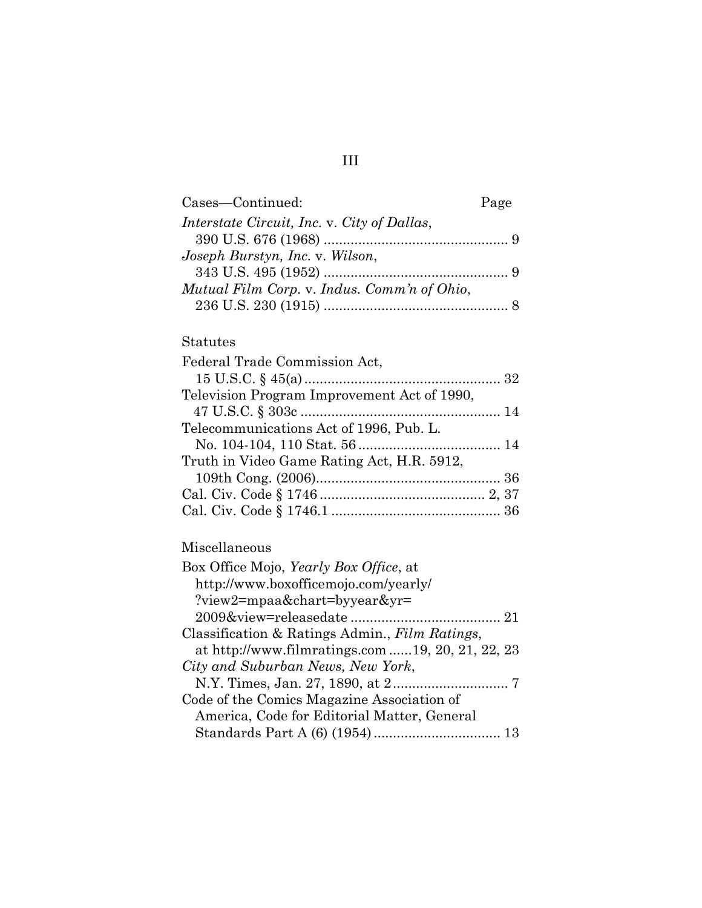Cases—Continued: Page

*Interstate Circuit, Inc.* v. *City of Dallas*, 390 U.S. 676 (1968) ... 9

*Joseph Burstyn, Inc.* v. *Wilson*, 343 U.S. 495 (1952) ... 9

*Mutual Film Corp.* v. *Indus. Comm'n of Ohio*, 236 U.S. 230 (1915) ... 8

Statutes

Federal Trade Commission Act, 15 U.S.C. § 45(a) ... 32

Television Program Improvement Act of 1990, 47 U.S.C. § 303c ... 14

Telecommunications Act of 1996, Pub. L. No. 104-104, 110 Stat. 56 ... 14

Truth in Video Game Rating Act, H.R. 5912, 109th Cong. (2006) ... 36

Cal. Civ. Code § 1746 ... 2, 37

Cal. Civ. Code § 1746.1 ... 36

Miscellaneous

Box Office Mojo, *Yearly Box Office*, at http://www.boxofficemojo.com/yearly/?view2=mpaa&chart=byyear&yr=2009&view=releasedate ... 21

Classification & Ratings Admin., *Film Ratings*, at http://www.filmratings.com ... 19, 20, 21, 22, 23

*City and Suburban News, New York*, N.Y. Times, Jan. 27, 1890, at 2 ... 7

Code of the Comics Magazine Association of America, Code for Editorial Matter, General Standards Part A (6) (1954) ... 13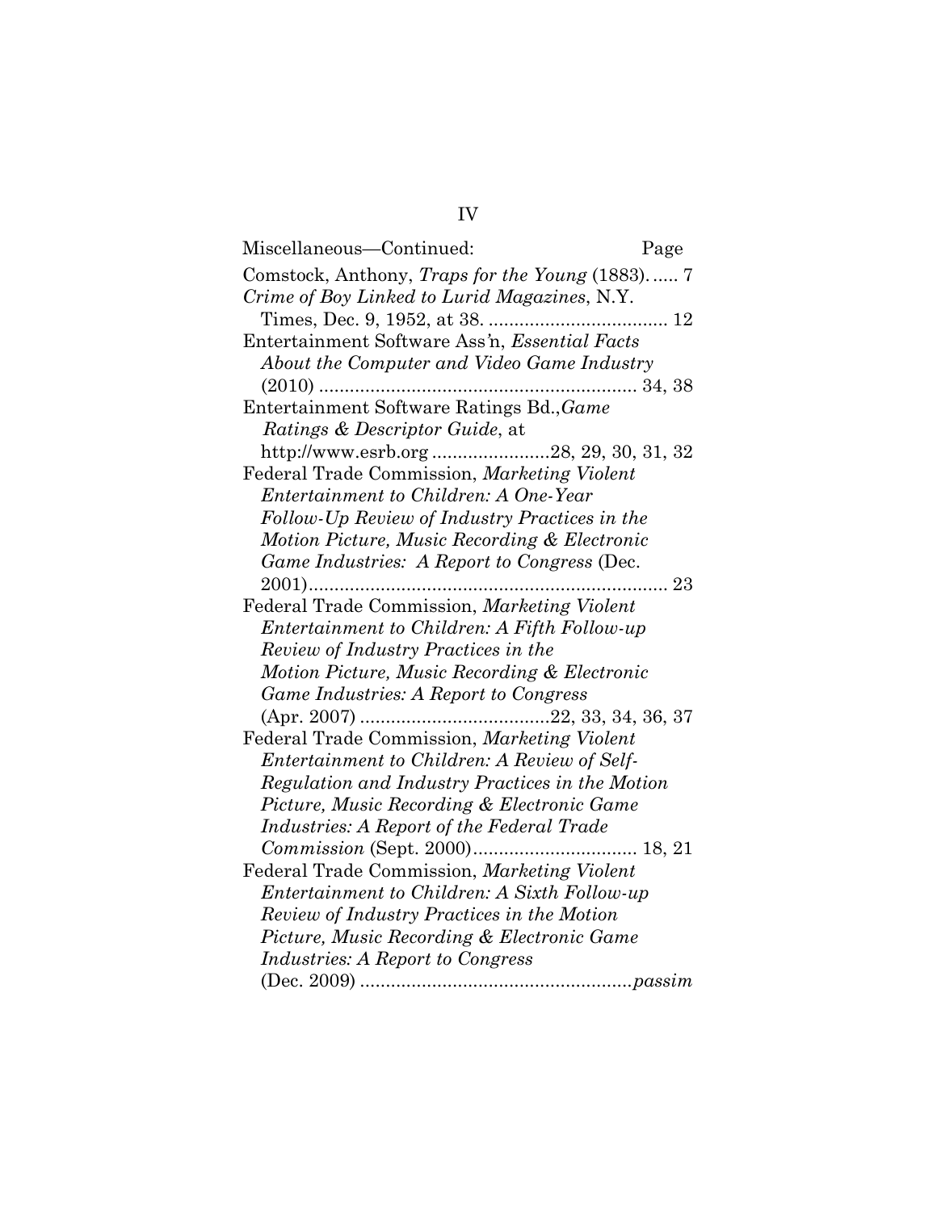Miscellaneous—Continued: Page

Comstock, Anthony, *Traps for the Young* (1883). ..... 7

*Crime of Boy Linked to Lurid Magazines*, N.Y. Times, Dec. 9, 1952, at 38. .................................. 12

Entertainment Software Ass'n, *Essential Facts About the Computer and Video Game Industry* (2010) ............................................................. 34, 38

Entertainment Software Ratings Bd., *Game Ratings & Descriptor Guide*, at http://www.esrb.org .......................28, 29, 30, 31, 32

Federal Trade Commission, *Marketing Violent Entertainment to Children: A One-Year Follow-Up Review of Industry Practices in the Motion Picture, Music Recording & Electronic Game Industries: A Report to Congress* (Dec. 2001)...................................................................... 23

Federal Trade Commission, *Marketing Violent Entertainment to Children: A Fifth Follow-up Review of Industry Practices in the Motion Picture, Music Recording & Electronic Game Industries: A Report to Congress* (Apr. 2007) ....................................22, 33, 34, 36, 37

Federal Trade Commission, *Marketing Violent Entertainment to Children: A Review of Self-Regulation and Industry Practices in the Motion Picture, Music Recording & Electronic Game Industries: A Report of the Federal Trade Commission* (Sept. 2000)................................ 18, 21

Federal Trade Commission, *Marketing Violent Entertainment to Children: A Sixth Follow-up Review of Industry Practices in the Motion Picture, Music Recording & Electronic Game Industries: A Report to Congress* (Dec. 2009) ....................................................*passim*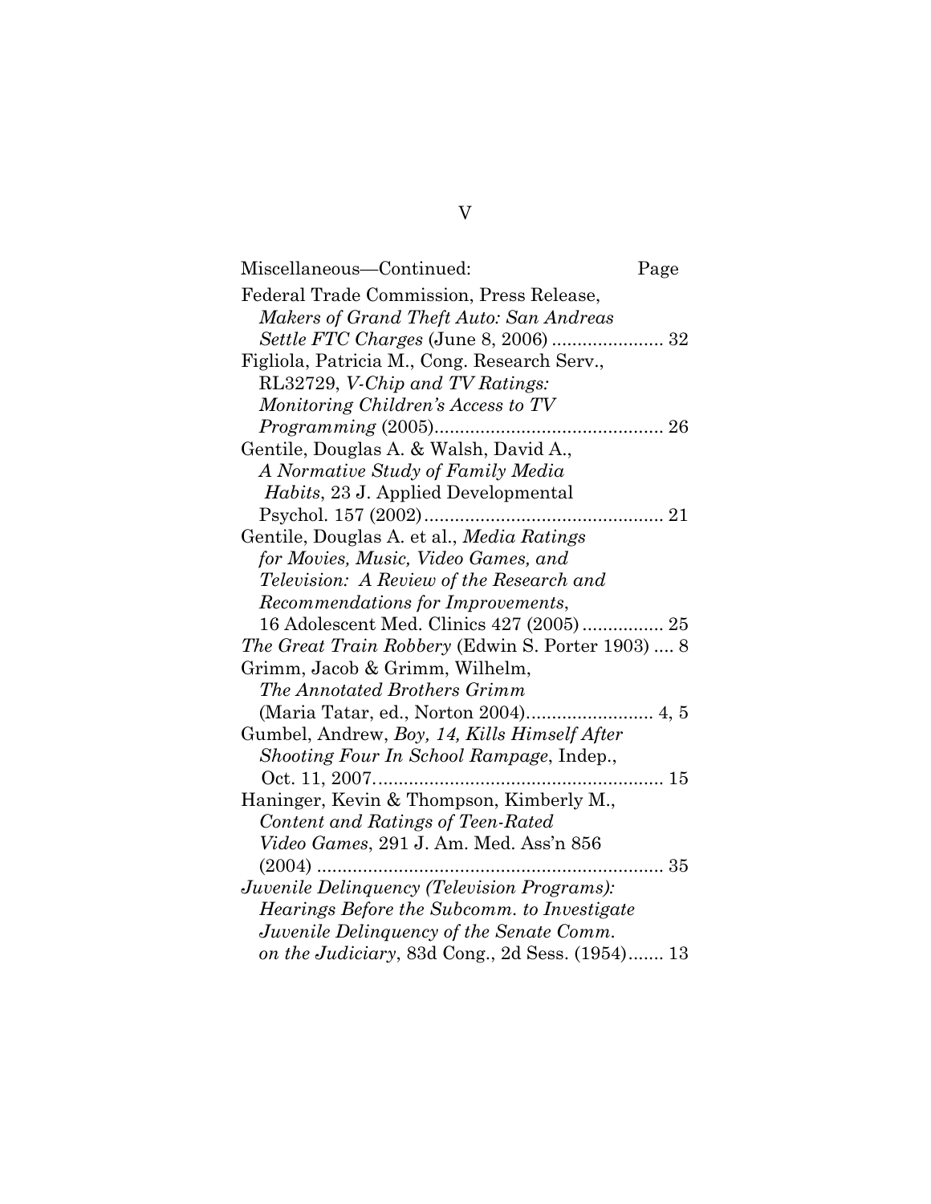Miscellaneous—Continued: Page

Federal Trade Commission, Press Release, *Makers of Grand Theft Auto: San Andreas Settle FTC Charges* (June 8, 2006) ...................... 32

Figliola, Patricia M., Cong. Research Serv., RL32729, *V-Chip and TV Ratings: Monitoring Children's Access to TV Programming* (2005)............................................. 26

Gentile, Douglas A. & Walsh, David A., *A Normative Study of Family Media Habits*, 23 J. Applied Developmental Psychol. 157 (2002)............................................... 21

Gentile, Douglas A. et al., *Media Ratings for Movies, Music, Video Games, and Television: A Review of the Research and Recommendations for Improvements*, 16 Adolescent Med. Clinics 427 (2005) ................ 25

*The Great Train Robbery* (Edwin S. Porter 1903) .... 8

Grimm, Jacob & Grimm, Wilhelm, *The Annotated Brothers Grimm* (Maria Tatar, ed., Norton 2004)......................... 4, 5

Gumbel, Andrew, *Boy, 14, Kills Himself After Shooting Four In School Rampage*, Indep., Oct. 11, 2007......................................................... 15

Haninger, Kevin & Thompson, Kimberly M., *Content and Ratings of Teen-Rated Video Games*, 291 J. Am. Med. Ass'n 856 (2004) .................................................................... 35

*Juvenile Delinquency (Television Programs): Hearings Before the Subcomm. to Investigate Juvenile Delinquency of the Senate Comm. on the Judiciary*, 83d Cong., 2d Sess. (1954)....... 13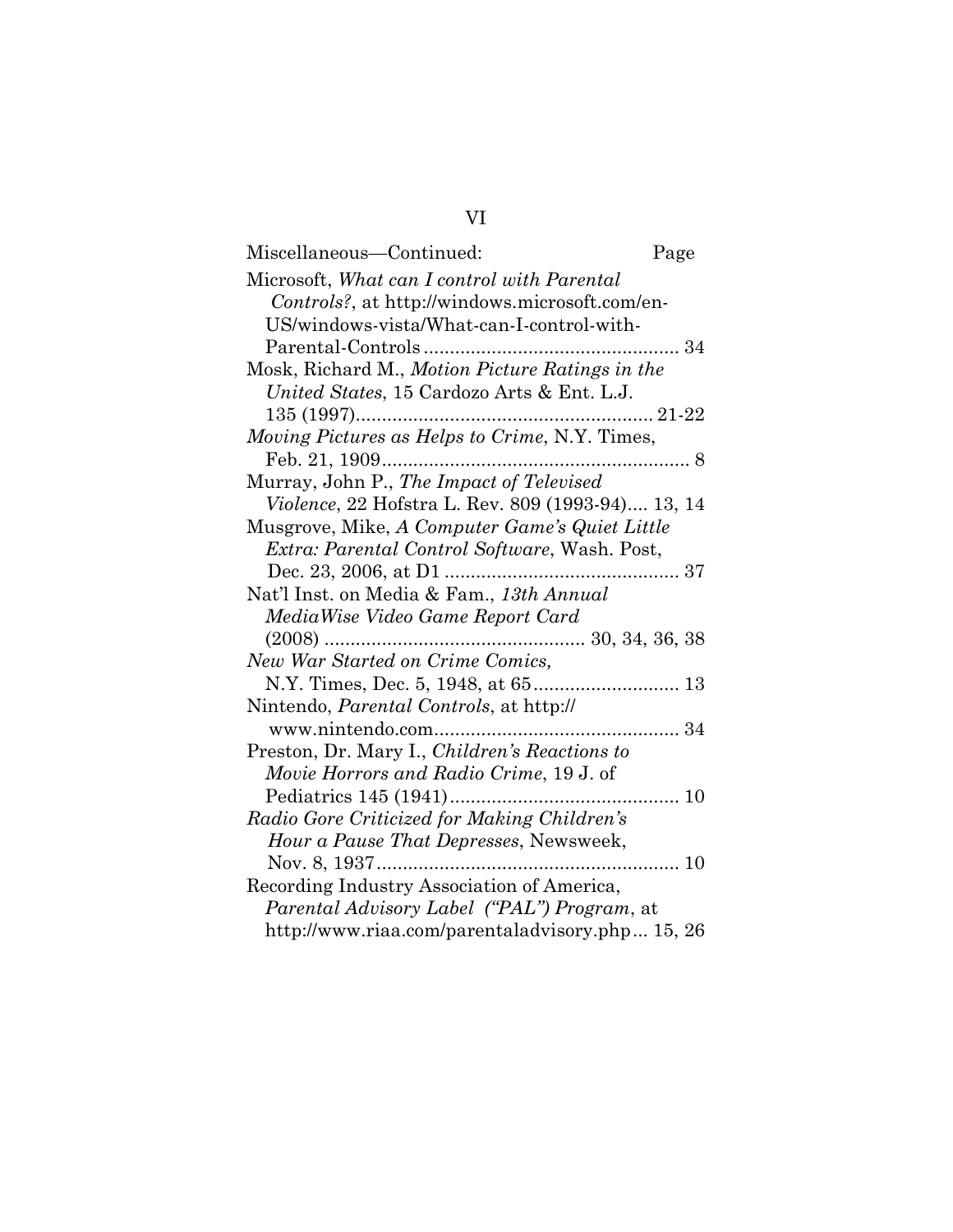Miscellaneous—Continued: Page

Microsoft, *What can I control with Parental Controls?*, at http://windows.microsoft.com/en-US/windows-vista/What-can-I-control-with-Parental-Controls ................................................ 34

Mosk, Richard M., *Motion Picture Ratings in the United States*, 15 Cardozo Arts & Ent. L.J. 135 (1997)......................................................... 21-22

*Moving Pictures as Helps to Crime*, N.Y. Times, Feb. 21, 1909............................................................ 8

Murray, John P., *The Impact of Televised Violence*, 22 Hofstra L. Rev. 809 (1993-94).... 13, 14

Musgrove, Mike, *A Computer Game's Quiet Little Extra: Parental Control Software*, Wash. Post, Dec. 23, 2006, at D1 ............................................ 37

Nat'l Inst. on Media & Fam., *13th Annual MediaWise Video Game Report Card* (2008) ................................................ 30, 34, 36, 38

*New War Started on Crime Comics,* N.Y. Times, Dec. 5, 1948, at 65........................... 13

Nintendo, *Parental Controls*, at http:// www.nintendo.com.............................................. 34

Preston, Dr. Mary I., *Children's Reactions to Movie Horrors and Radio Crime*, 19 J. of Pediatrics 145 (1941)........................................... 10

*Radio Gore Criticized for Making Children's Hour a Pause That Depresses*, Newsweek, Nov. 8, 1937......................................................... 10

Recording Industry Association of America, *Parental Advisory Label ("PAL") Program*, at http://www.riaa.com/parentaladvisory.php... 15, 26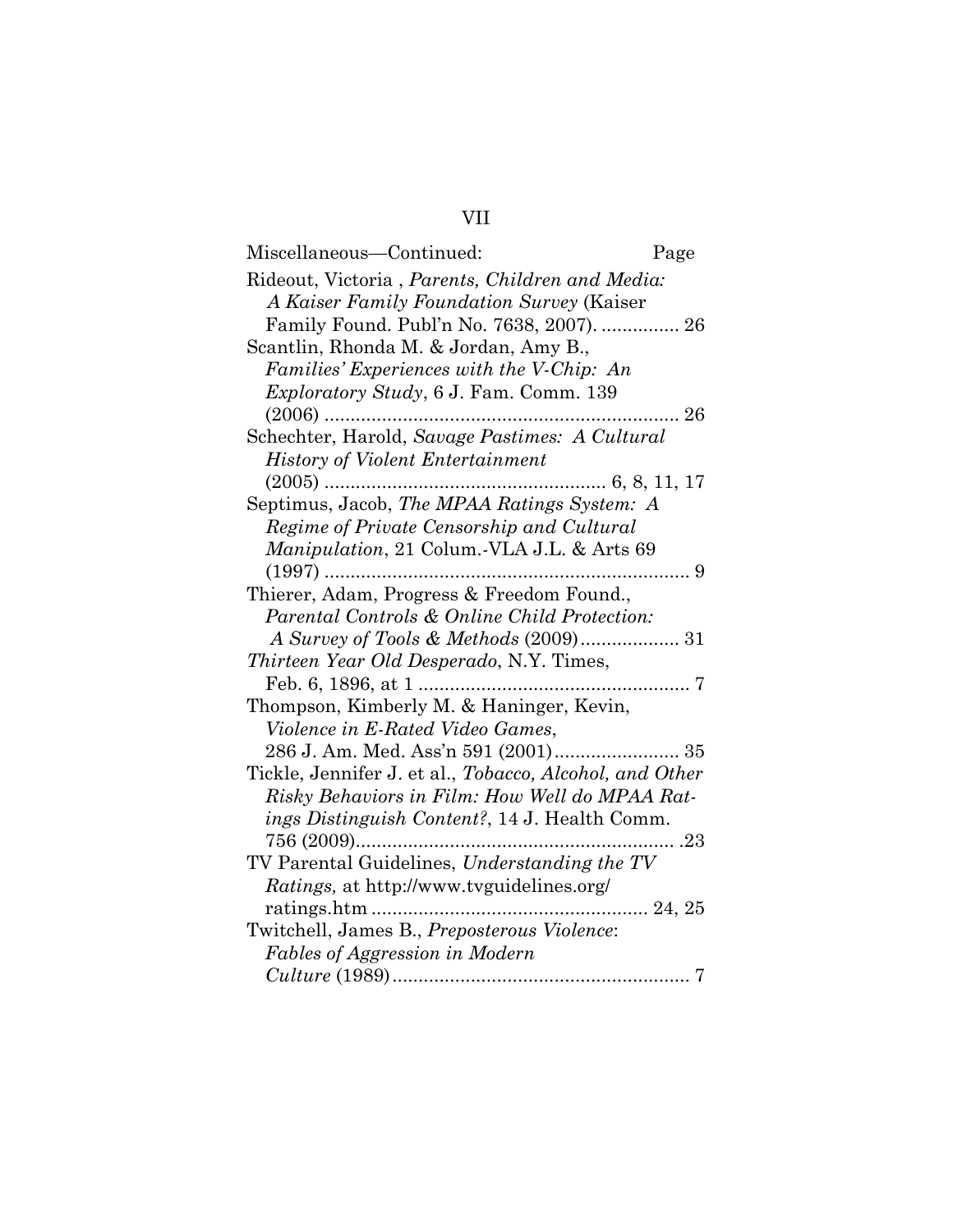Miscellaneous—Continued: Page

Rideout, Victoria , *Parents, Children and Media: A Kaiser Family Foundation Survey* (Kaiser Family Found. Publ'n No. 7638, 2007). ............... 26

Scantlin, Rhonda M. & Jordan, Amy B., *Families' Experiences with the V-Chip: An Exploratory Study*, 6 J. Fam. Comm. 139 (2006) .................................................................... 26

Schechter, Harold, *Savage Pastimes: A Cultural History of Violent Entertainment* (2005) ..................................................... 6, 8, 11, 17

Septimus, Jacob, *The MPAA Ratings System: A Regime of Private Censorship and Cultural Manipulation*, 21 Colum.-VLA J.L. & Arts 69 (1997) ...................................................................... 9

Thierer, Adam, Progress & Freedom Found., *Parental Controls & Online Child Protection: A Survey of Tools & Methods* (2009)................... 31

*Thirteen Year Old Desperado*, N.Y. Times, Feb. 6, 1896, at 1 .................................................... 7

Thompson, Kimberly M. & Haninger, Kevin, *Violence in E-Rated Video Games*, 286 J. Am. Med. Ass'n 591 (2001)........................ 35

Tickle, Jennifer J. et al., *Tobacco, Alcohol, and Other Risky Behaviors in Film: How Well do MPAA Ratings Distinguish Content?*, 14 J. Health Comm. 756 (2009)............................................................. .23

TV Parental Guidelines, *Understanding the TV Ratings,* at http://www.tvguidelines.org/ratings.htm .................................................... 24, 25

Twitchell, James B., *Preposterous Violence*: *Fables of Aggression in Modern Culture* (1989)......................................................... 7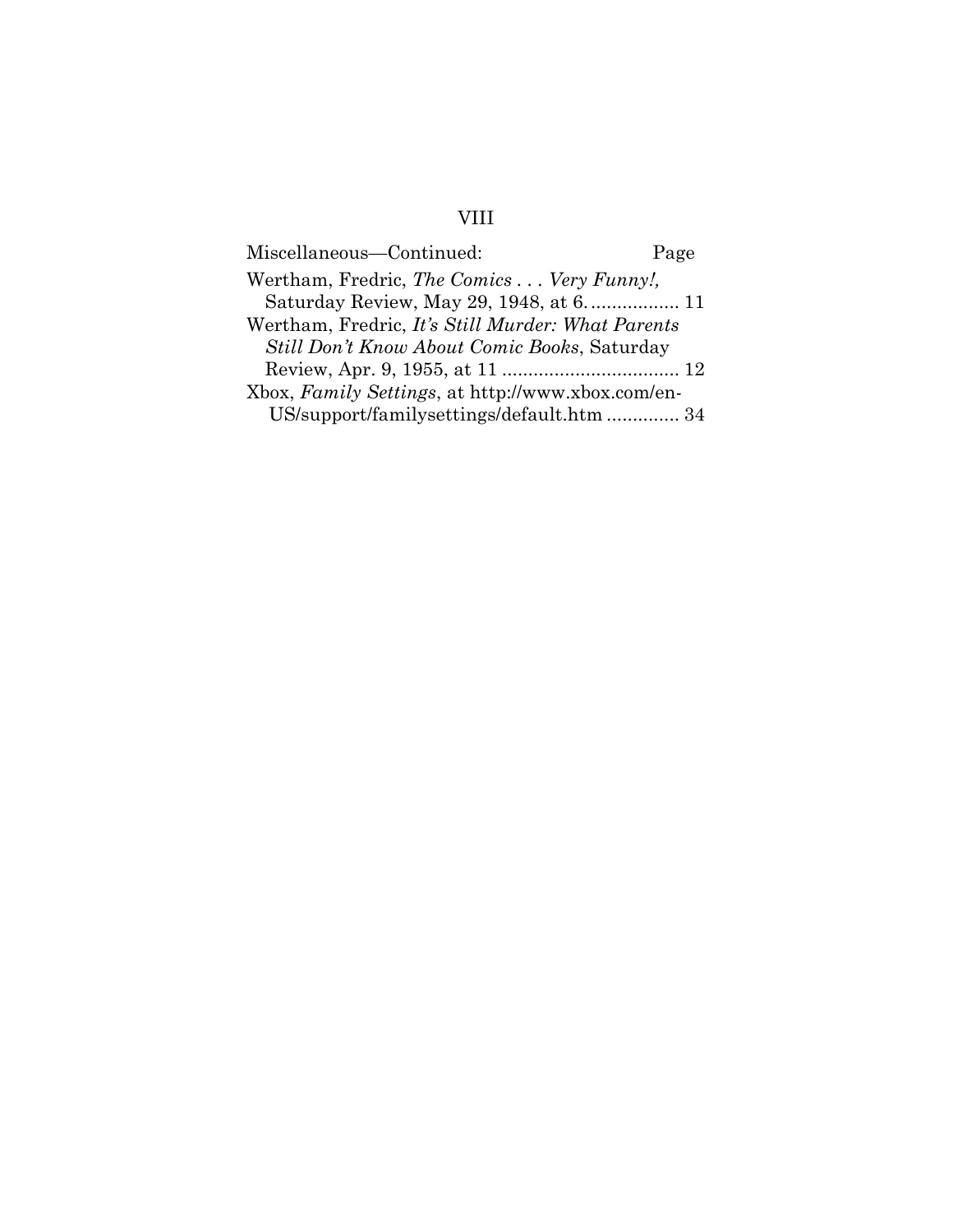Miscellaneous—Continued: Page

Wertham, Fredric, *The Comics . . . Very Funny!,* Saturday Review, May 29, 1948, at 6. ................ 11

Wertham, Fredric, *It's Still Murder: What Parents Still Don't Know About Comic Books*, Saturday Review, Apr. 9, 1955, at 11 .................................. 12

Xbox, *Family Settings*, at http://www.xbox.com/en-US/support/familysettings/default.htm .............. 34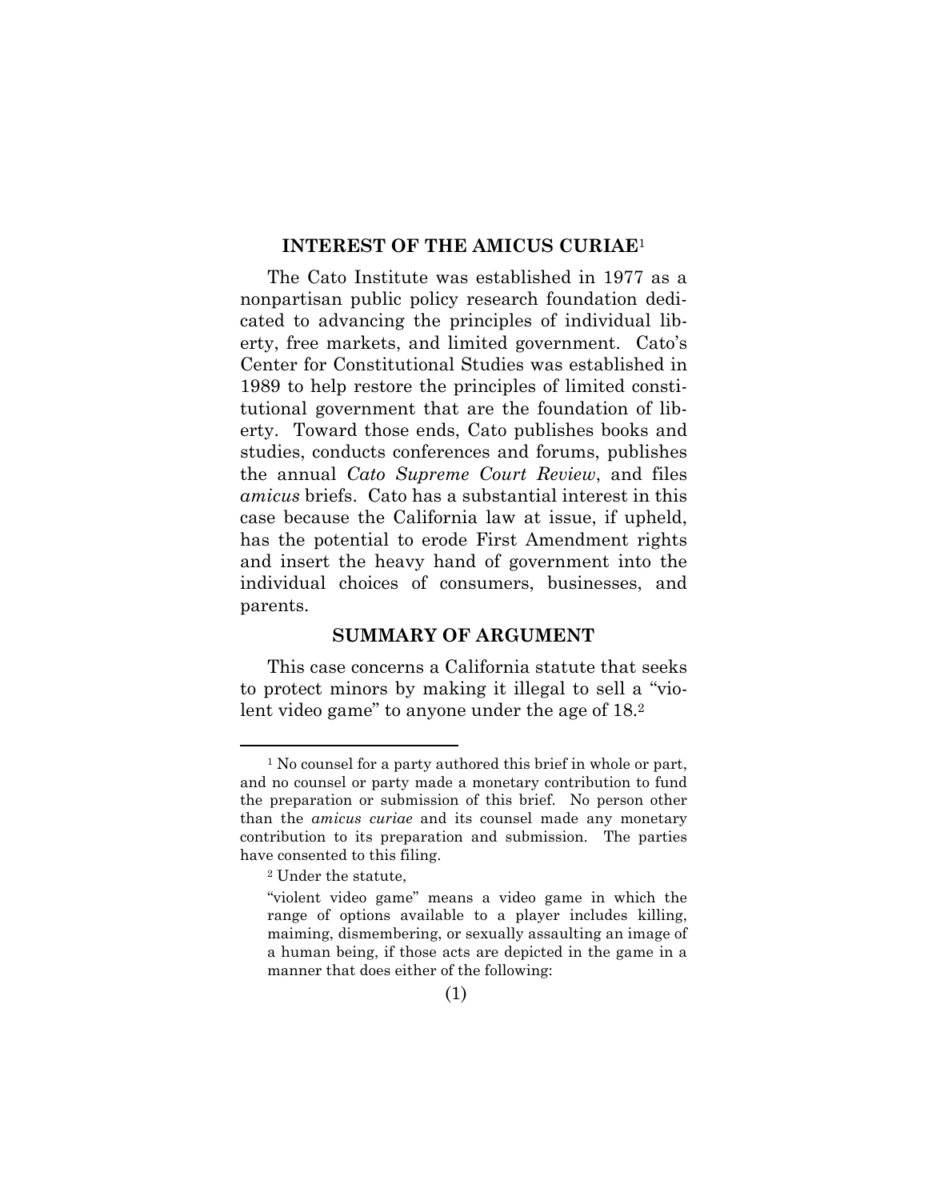## INTEREST OF THE AMICUS CURIAE[1]

The Cato Institute was established in 1977 as a nonpartisan public policy research foundation dedicated to advancing the principles of individual liberty, free markets, and limited government. Cato's Center for Constitutional Studies was established in 1989 to help restore the principles of limited constitutional government that are the foundation of liberty. Toward those ends, Cato publishes books and studies, conducts conferences and forums, publishes the annual *Cato Supreme Court Review*, and files *amicus* briefs. Cato has a substantial interest in this case because the California law at issue, if upheld, has the potential to erode First Amendment rights and insert the heavy hand of government into the individual choices of consumers, businesses, and parents.

## SUMMARY OF ARGUMENT

This case concerns a California statute that seeks to protect minors by making it illegal to sell a "violent video game" to anyone under the age of 18.[2]

---

[1] No counsel for a party authored this brief in whole or part, and no counsel or party made a monetary contribution to fund the preparation or submission of this brief. No person other than the *amicus curiae* and its counsel made any monetary contribution to its preparation and submission. The parties have consented to this filing.

[2] Under the statute,

> "violent video game" means a video game in which the range of options available to a player includes killing, maiming, dismembering, or sexually assaulting an image of a human being, if those acts are depicted in the game in a manner that does either of the following: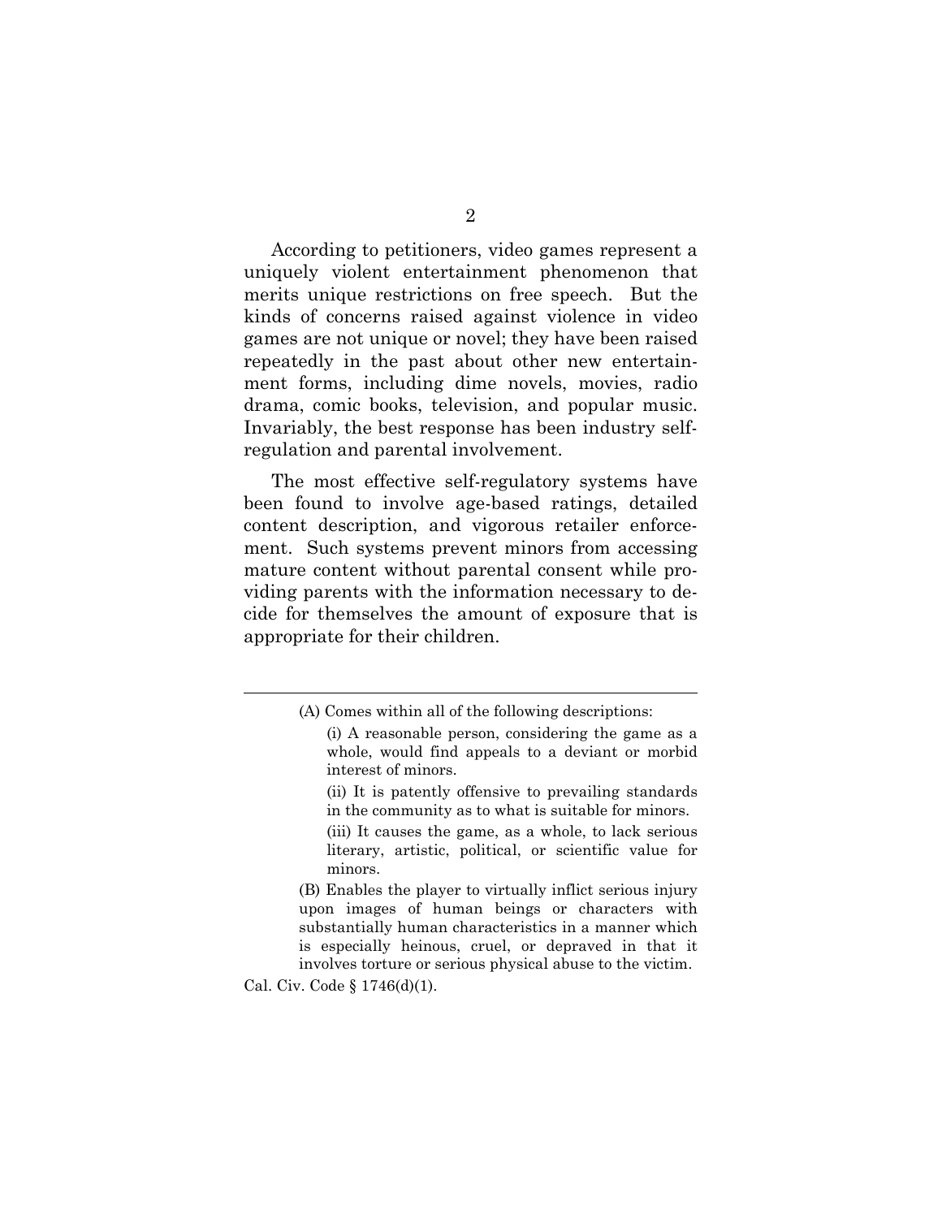According to petitioners, video games represent a uniquely violent entertainment phenomenon that merits unique restrictions on free speech. But the kinds of concerns raised against violence in video games are not unique or novel; they have been raised repeatedly in the past about other new entertainment forms, including dime novels, movies, radio drama, comic books, television, and popular music. Invariably, the best response has been industry self-regulation and parental involvement.

The most effective self-regulatory systems have been found to involve age-based ratings, detailed content description, and vigorous retailer enforcement. Such systems prevent minors from accessing mature content without parental consent while providing parents with the information necessary to decide for themselves the amount of exposure that is appropriate for their children.

---

> (A) Comes within all of the following descriptions:
>
> > (i) A reasonable person, considering the game as a whole, would find appeals to a deviant or morbid interest of minors.
> >
> > (ii) It is patently offensive to prevailing standards in the community as to what is suitable for minors.
> >
> > (iii) It causes the game, as a whole, to lack serious literary, artistic, political, or scientific value for minors.
>
> (B) Enables the player to virtually inflict serious injury upon images of human beings or characters with substantially human characteristics in a manner which is especially heinous, cruel, or depraved in that it involves torture or serious physical abuse to the victim.

Cal. Civ. Code § 1746(d)(1).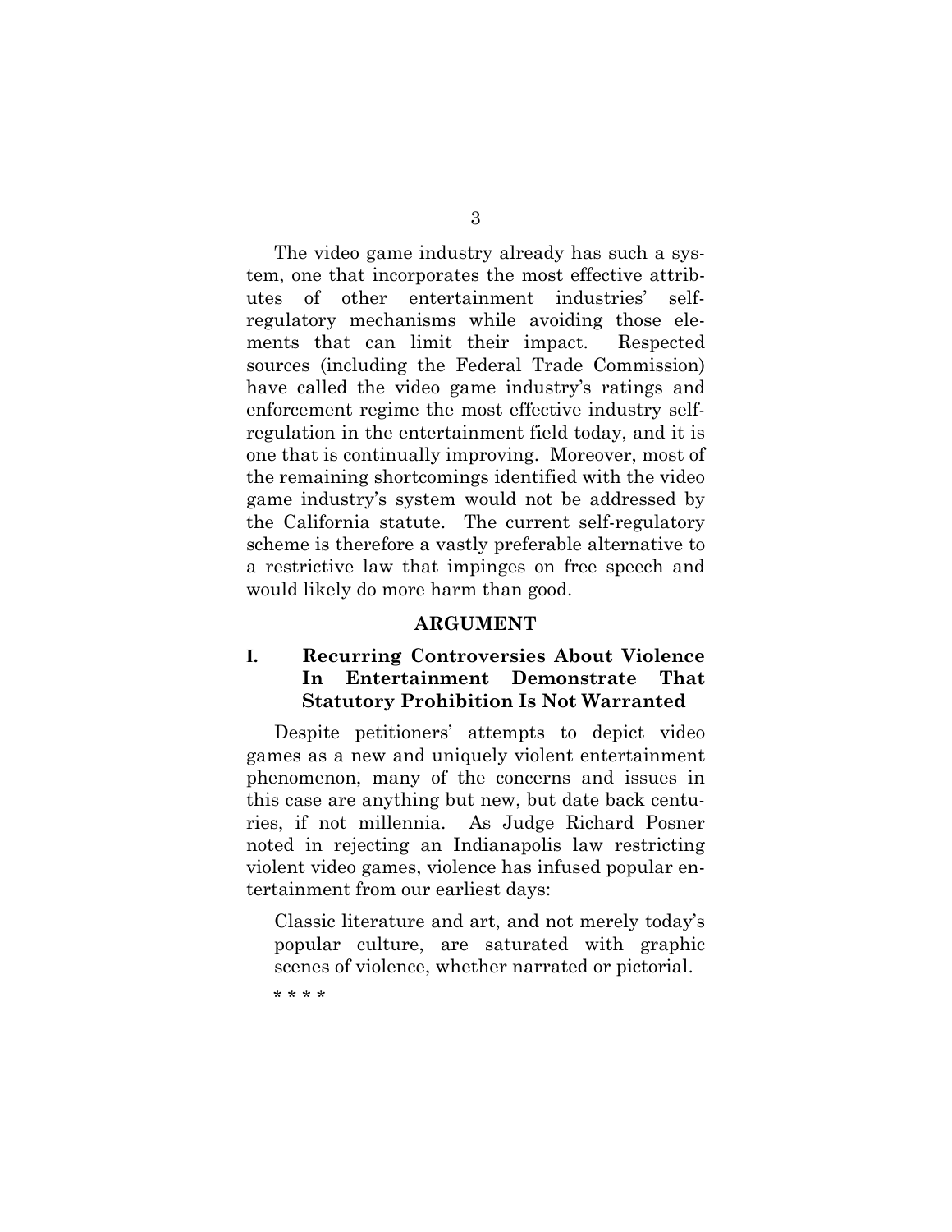The video game industry already has such a system, one that incorporates the most effective attributes of other entertainment industries' self-regulatory mechanisms while avoiding those elements that can limit their impact. Respected sources (including the Federal Trade Commission) have called the video game industry's ratings and enforcement regime the most effective industry self-regulation in the entertainment field today, and it is one that is continually improving. Moreover, most of the remaining shortcomings identified with the video game industry's system would not be addressed by the California statute. The current self-regulatory scheme is therefore a vastly preferable alternative to a restrictive law that impinges on free speech and would likely do more harm than good.

## ARGUMENT

### I. Recurring Controversies About Violence In Entertainment Demonstrate That Statutory Prohibition Is Not Warranted

Despite petitioners' attempts to depict video games as a new and uniquely violent entertainment phenomenon, many of the concerns and issues in this case are anything but new, but date back centuries, if not millennia. As Judge Richard Posner noted in rejecting an Indianapolis law restricting violent video games, violence has infused popular entertainment from our earliest days:

> Classic literature and art, and not merely today's popular culture, are saturated with graphic scenes of violence, whether narrated or pictorial.
>
> * * * *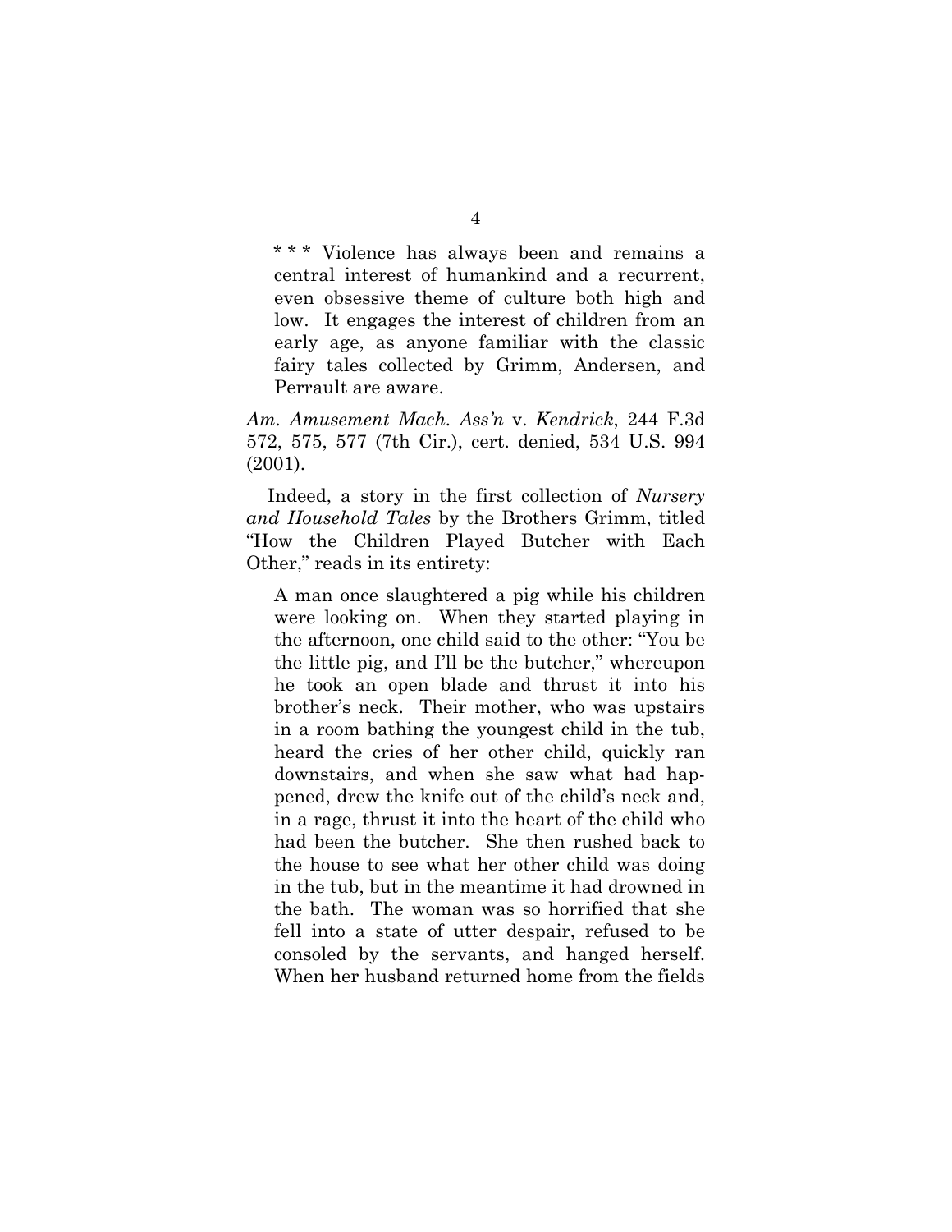\* \* \* Violence has always been and remains a central interest of humankind and a recurrent, even obsessive theme of culture both high and low. It engages the interest of children from an early age, as anyone familiar with the classic fairy tales collected by Grimm, Andersen, and Perrault are aware.

*Am. Amusement Mach. Ass'n* v. *Kendrick*, 244 F.3d 572, 575, 577 (7th Cir.), cert. denied, 534 U.S. 994 (2001).

Indeed, a story in the first collection of *Nursery and Household Tales* by the Brothers Grimm, titled "How the Children Played Butcher with Each Other," reads in its entirety:

> A man once slaughtered a pig while his children were looking on. When they started playing in the afternoon, one child said to the other: "You be the little pig, and I'll be the butcher," whereupon he took an open blade and thrust it into his brother's neck. Their mother, who was upstairs in a room bathing the youngest child in the tub, heard the cries of her other child, quickly ran downstairs, and when she saw what had happened, drew the knife out of the child's neck and, in a rage, thrust it into the heart of the child who had been the butcher. She then rushed back to the house to see what her other child was doing in the tub, but in the meantime it had drowned in the bath. The woman was so horrified that she fell into a state of utter despair, refused to be consoled by the servants, and hanged herself. When her husband returned home from the fields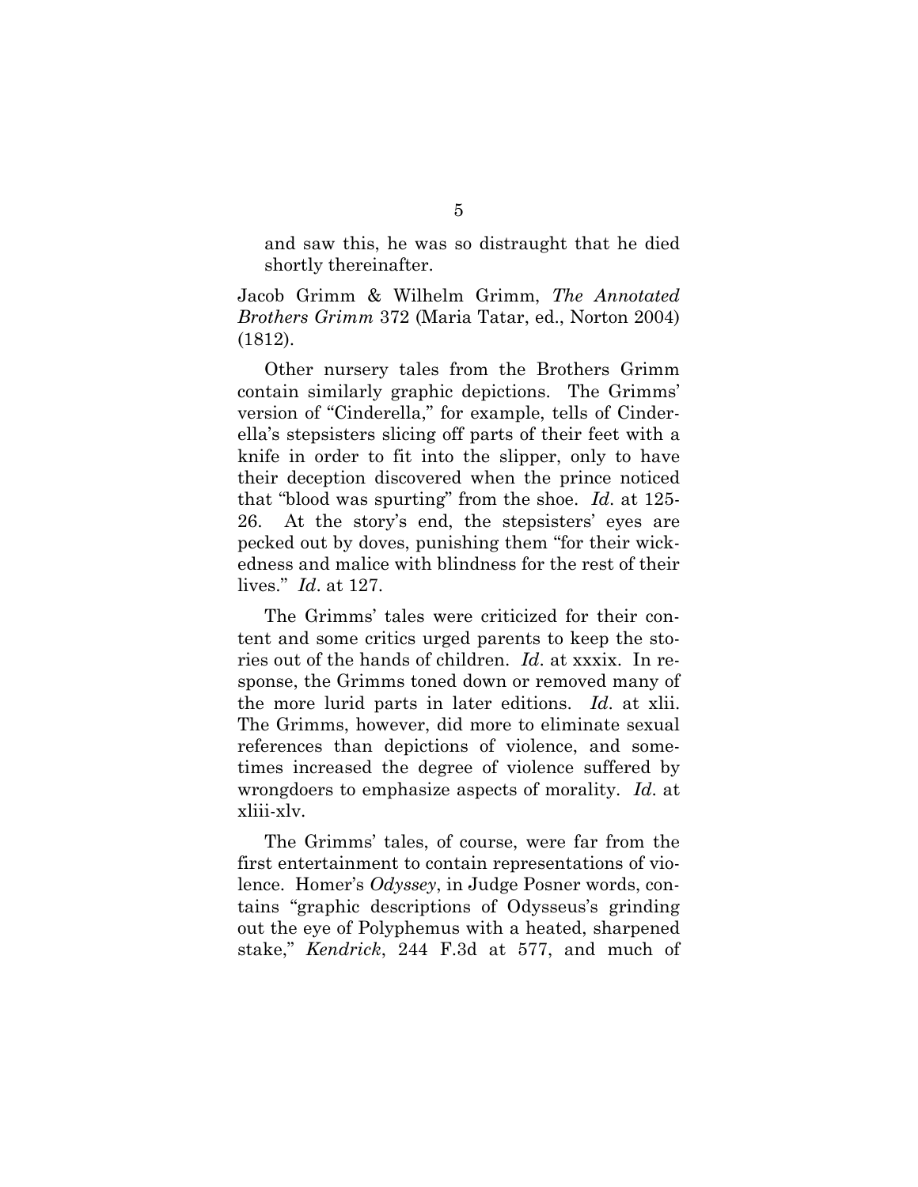and saw this, he was so distraught that he died shortly thereinafter.

Jacob Grimm & Wilhelm Grimm, *The Annotated Brothers Grimm* 372 (Maria Tatar, ed., Norton 2004) (1812).

Other nursery tales from the Brothers Grimm contain similarly graphic depictions. The Grimms' version of "Cinderella," for example, tells of Cinderella's stepsisters slicing off parts of their feet with a knife in order to fit into the slipper, only to have their deception discovered when the prince noticed that "blood was spurting" from the shoe. *Id*. at 125-26. At the story's end, the stepsisters' eyes are pecked out by doves, punishing them "for their wickedness and malice with blindness for the rest of their lives." *Id*. at 127.

The Grimms' tales were criticized for their content and some critics urged parents to keep the stories out of the hands of children. *Id*. at xxxix. In response, the Grimms toned down or removed many of the more lurid parts in later editions. *Id*. at xlii. The Grimms, however, did more to eliminate sexual references than depictions of violence, and sometimes increased the degree of violence suffered by wrongdoers to emphasize aspects of morality. *Id*. at xliii-xlv.

The Grimms' tales, of course, were far from the first entertainment to contain representations of violence. Homer's *Odyssey*, in Judge Posner words, contains "graphic descriptions of Odysseus's grinding out the eye of Polyphemus with a heated, sharpened stake," *Kendrick*, 244 F.3d at 577, and much of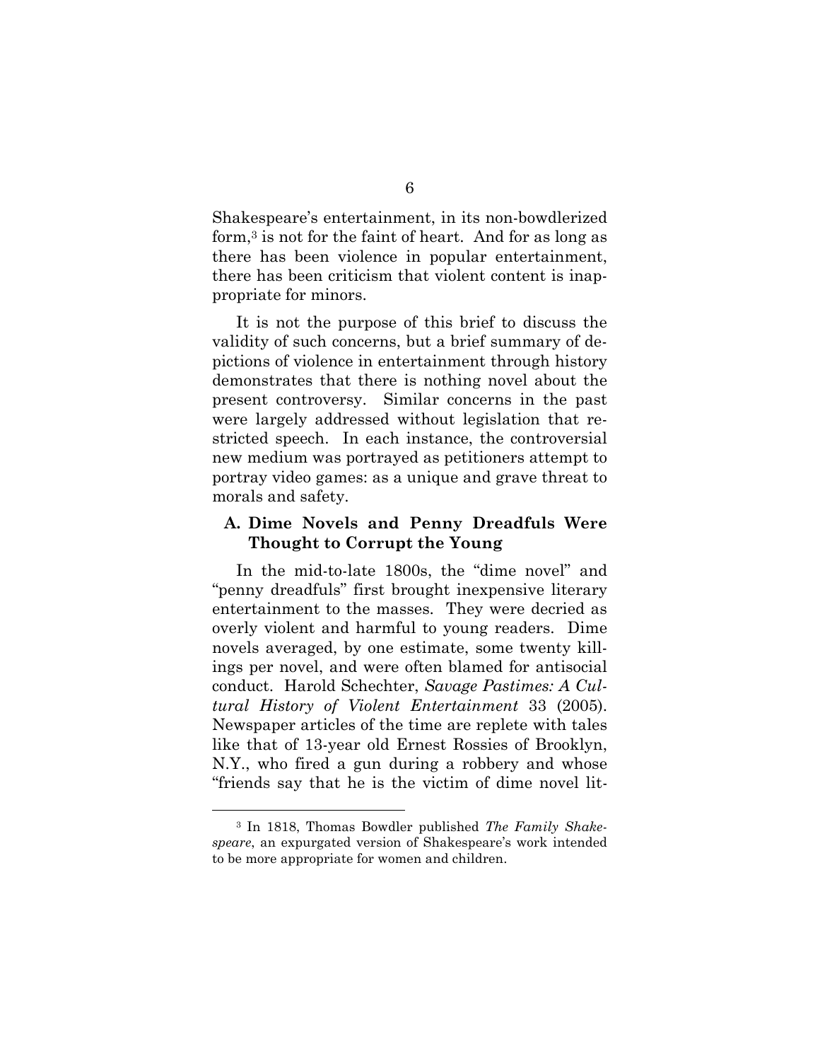Shakespeare's entertainment, in its non-bowdlerized form,[3] is not for the faint of heart. And for as long as there has been violence in popular entertainment, there has been criticism that violent content is inappropriate for minors.

It is not the purpose of this brief to discuss the validity of such concerns, but a brief summary of depictions of violence in entertainment through history demonstrates that there is nothing novel about the present controversy. Similar concerns in the past were largely addressed without legislation that restricted speech. In each instance, the controversial new medium was portrayed as petitioners attempt to portray video games: as a unique and grave threat to morals and safety.

### A. Dime Novels and Penny Dreadfuls Were Thought to Corrupt the Young

In the mid-to-late 1800s, the "dime novel" and "penny dreadfuls" first brought inexpensive literary entertainment to the masses. They were decried as overly violent and harmful to young readers. Dime novels averaged, by one estimate, some twenty killings per novel, and were often blamed for antisocial conduct. Harold Schechter, *Savage Pastimes: A Cultural History of Violent Entertainment* 33 (2005). Newspaper articles of the time are replete with tales like that of 13-year old Ernest Rossies of Brooklyn, N.Y., who fired a gun during a robbery and whose "friends say that he is the victim of dime novel lit-

---

[3] In 1818, Thomas Bowdler published *The Family Shakespeare*, an expurgated version of Shakespeare's work intended to be more appropriate for women and children.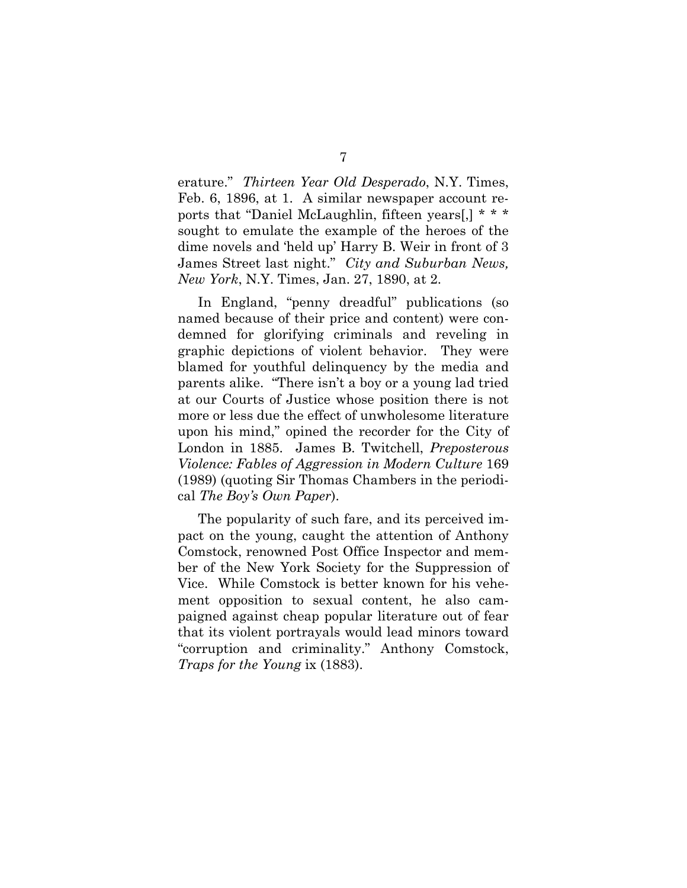erature." *Thirteen Year Old Desperado*, N.Y. Times, Feb. 6, 1896, at 1. A similar newspaper account reports that "Daniel McLaughlin, fifteen years[,] * * * sought to emulate the example of the heroes of the dime novels and 'held up' Harry B. Weir in front of 3 James Street last night." *City and Suburban News, New York*, N.Y. Times, Jan. 27, 1890, at 2.

In England, "penny dreadful" publications (so named because of their price and content) were condemned for glorifying criminals and reveling in graphic depictions of violent behavior. They were blamed for youthful delinquency by the media and parents alike. "There isn't a boy or a young lad tried at our Courts of Justice whose position there is not more or less due the effect of unwholesome literature upon his mind," opined the recorder for the City of London in 1885. James B. Twitchell, *Preposterous Violence: Fables of Aggression in Modern Culture* 169 (1989) (quoting Sir Thomas Chambers in the periodical *The Boy's Own Paper*).

The popularity of such fare, and its perceived impact on the young, caught the attention of Anthony Comstock, renowned Post Office Inspector and member of the New York Society for the Suppression of Vice. While Comstock is better known for his vehement opposition to sexual content, he also campaigned against cheap popular literature out of fear that its violent portrayals would lead minors toward "corruption and criminality." Anthony Comstock, *Traps for the Young* ix (1883).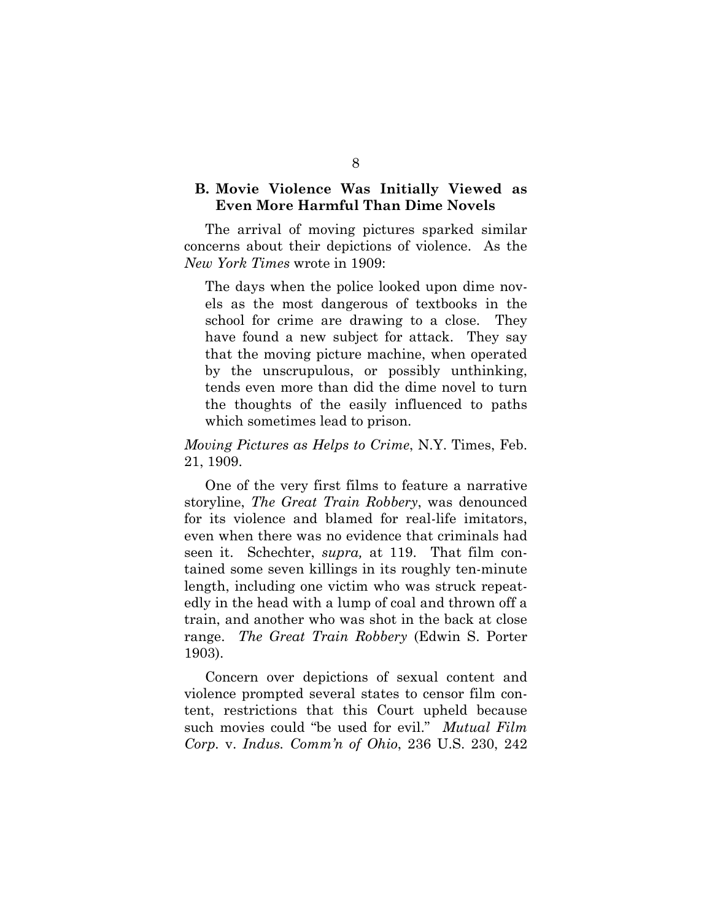### B. Movie Violence Was Initially Viewed as Even More Harmful Than Dime Novels

The arrival of moving pictures sparked similar concerns about their depictions of violence. As the *New York Times* wrote in 1909:

> The days when the police looked upon dime novels as the most dangerous of textbooks in the school for crime are drawing to a close. They have found a new subject for attack. They say that the moving picture machine, when operated by the unscrupulous, or possibly unthinking, tends even more than did the dime novel to turn the thoughts of the easily influenced to paths which sometimes lead to prison.

*Moving Pictures as Helps to Crime*, N.Y. Times, Feb. 21, 1909.

One of the very first films to feature a narrative storyline, *The Great Train Robbery*, was denounced for its violence and blamed for real-life imitators, even when there was no evidence that criminals had seen it. Schechter, *supra,* at 119. That film contained some seven killings in its roughly ten-minute length, including one victim who was struck repeatedly in the head with a lump of coal and thrown off a train, and another who was shot in the back at close range. *The Great Train Robbery* (Edwin S. Porter 1903).

Concern over depictions of sexual content and violence prompted several states to censor film content, restrictions that this Court upheld because such movies could "be used for evil." *Mutual Film Corp.* v. *Indus. Comm'n of Ohio*, 236 U.S. 230, 242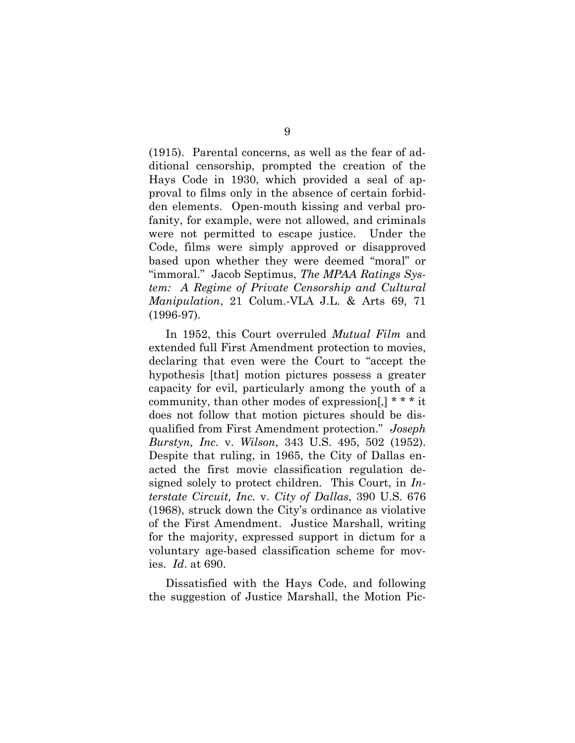(1915). Parental concerns, as well as the fear of additional censorship, prompted the creation of the Hays Code in 1930, which provided a seal of approval to films only in the absence of certain forbidden elements. Open-mouth kissing and verbal profanity, for example, were not allowed, and criminals were not permitted to escape justice. Under the Code, films were simply approved or disapproved based upon whether they were deemed "moral" or "immoral." Jacob Septimus, *The MPAA Ratings System: A Regime of Private Censorship and Cultural Manipulation*, 21 Colum.-VLA J.L. & Arts 69, 71 (1996-97).

In 1952, this Court overruled *Mutual Film* and extended full First Amendment protection to movies, declaring that even were the Court to "accept the hypothesis [that] motion pictures possess a greater capacity for evil, particularly among the youth of a community, than other modes of expression[,] * * * it does not follow that motion pictures should be disqualified from First Amendment protection." *Joseph Burstyn, Inc.* v. *Wilson*, 343 U.S. 495, 502 (1952). Despite that ruling, in 1965, the City of Dallas enacted the first movie classification regulation designed solely to protect children. This Court, in *Interstate Circuit, Inc.* v. *City of Dallas*, 390 U.S. 676 (1968), struck down the City's ordinance as violative of the First Amendment. Justice Marshall, writing for the majority, expressed support in dictum for a voluntary age-based classification scheme for movies. *Id.* at 690.

Dissatisfied with the Hays Code, and following the suggestion of Justice Marshall, the Motion Pic-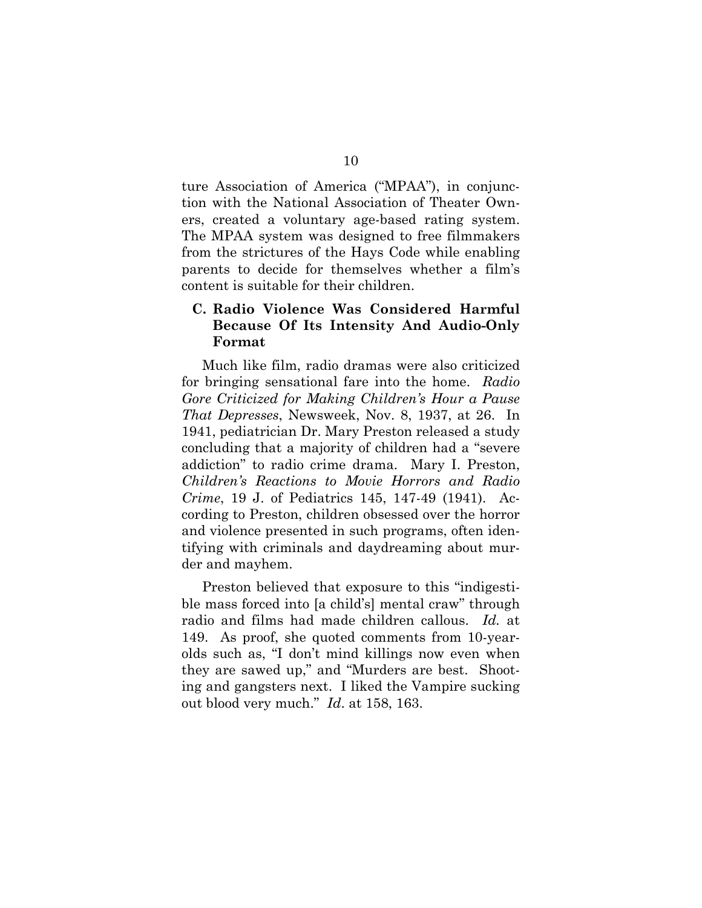ture Association of America ("MPAA"), in conjunction with the National Association of Theater Owners, created a voluntary age-based rating system. The MPAA system was designed to free filmmakers from the strictures of the Hays Code while enabling parents to decide for themselves whether a film's content is suitable for their children.

### C. Radio Violence Was Considered Harmful Because Of Its Intensity And Audio-Only Format

Much like film, radio dramas were also criticized for bringing sensational fare into the home. *Radio Gore Criticized for Making Children's Hour a Pause That Depresses*, Newsweek, Nov. 8, 1937, at 26. In 1941, pediatrician Dr. Mary Preston released a study concluding that a majority of children had a "severe addiction" to radio crime drama. Mary I. Preston, *Children's Reactions to Movie Horrors and Radio Crime*, 19 J. of Pediatrics 145, 147-49 (1941). According to Preston, children obsessed over the horror and violence presented in such programs, often identifying with criminals and daydreaming about murder and mayhem.

Preston believed that exposure to this "indigestible mass forced into [a child's] mental craw" through radio and films had made children callous. *Id.* at 149. As proof, she quoted comments from 10-year-olds such as, "I don't mind killings now even when they are sawed up," and "Murders are best. Shooting and gangsters next. I liked the Vampire sucking out blood very much." *Id.* at 158, 163.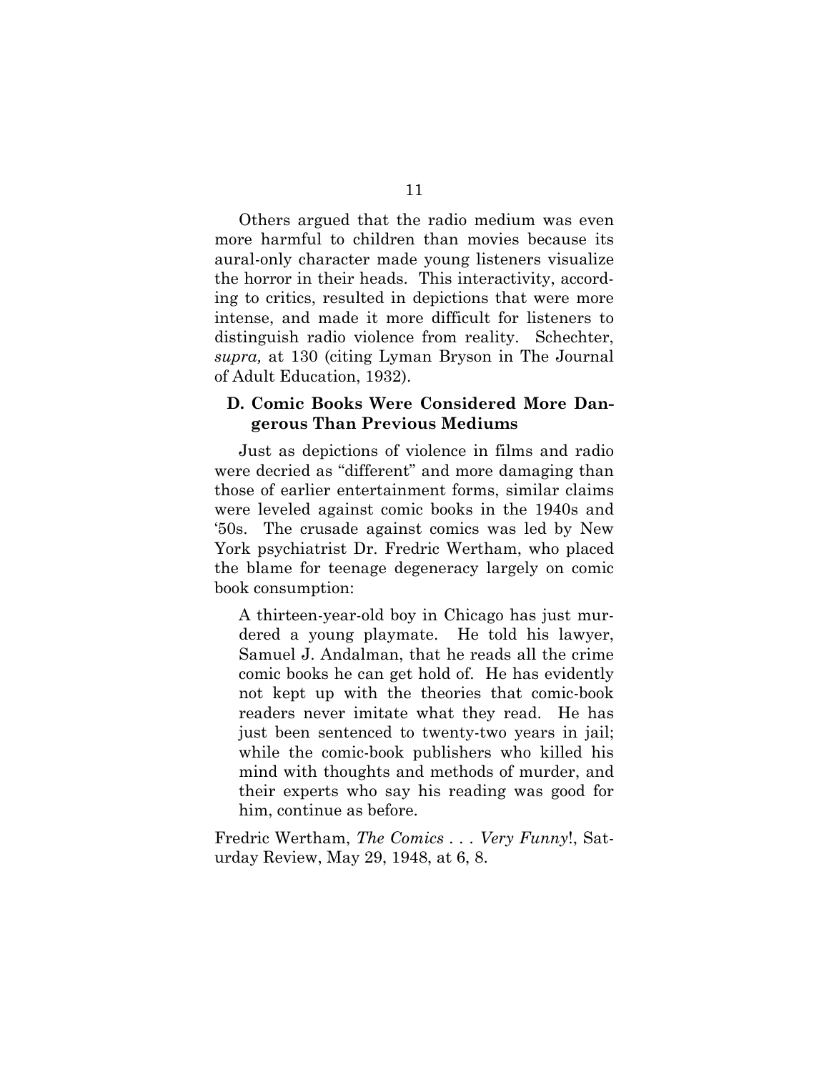Others argued that the radio medium was even more harmful to children than movies because its aural-only character made young listeners visualize the horror in their heads. This interactivity, according to critics, resulted in depictions that were more intense, and made it more difficult for listeners to distinguish radio violence from reality. Schechter, *supra,* at 130 (citing Lyman Bryson in The Journal of Adult Education, 1932).

### D. Comic Books Were Considered More Dangerous Than Previous Mediums

Just as depictions of violence in films and radio were decried as "different" and more damaging than those of earlier entertainment forms, similar claims were leveled against comic books in the 1940s and '50s. The crusade against comics was led by New York psychiatrist Dr. Fredric Wertham, who placed the blame for teenage degeneracy largely on comic book consumption:

> A thirteen-year-old boy in Chicago has just murdered a young playmate. He told his lawyer, Samuel J. Andalman, that he reads all the crime comic books he can get hold of. He has evidently not kept up with the theories that comic-book readers never imitate what they read. He has just been sentenced to twenty-two years in jail; while the comic-book publishers who killed his mind with thoughts and methods of murder, and their experts who say his reading was good for him, continue as before.

Fredric Wertham, *The Comics . . . Very Funny*!, Saturday Review, May 29, 1948, at 6, 8.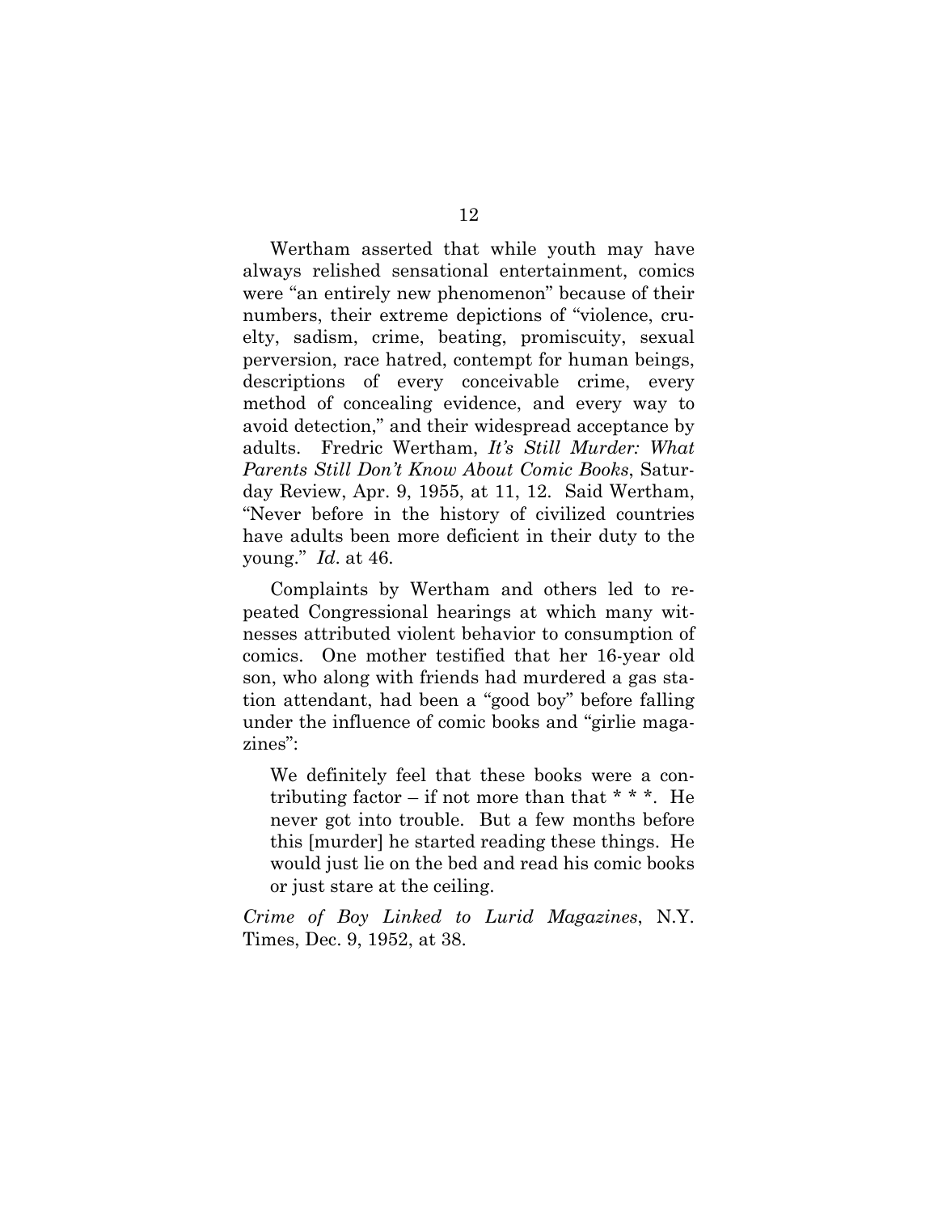Wertham asserted that while youth may have always relished sensational entertainment, comics were "an entirely new phenomenon" because of their numbers, their extreme depictions of "violence, cruelty, sadism, crime, beating, promiscuity, sexual perversion, race hatred, contempt for human beings, descriptions of every conceivable crime, every method of concealing evidence, and every way to avoid detection," and their widespread acceptance by adults. Fredric Wertham, *It's Still Murder: What Parents Still Don't Know About Comic Books*, Saturday Review, Apr. 9, 1955, at 11, 12. Said Wertham, "Never before in the history of civilized countries have adults been more deficient in their duty to the young." *Id*. at 46.

Complaints by Wertham and others led to repeated Congressional hearings at which many witnesses attributed violent behavior to consumption of comics. One mother testified that her 16-year old son, who along with friends had murdered a gas station attendant, had been a "good boy" before falling under the influence of comic books and "girlie magazines":

> We definitely feel that these books were a contributing factor – if not more than that * * *. He never got into trouble. But a few months before this [murder] he started reading these things. He would just lie on the bed and read his comic books or just stare at the ceiling.

*Crime of Boy Linked to Lurid Magazines*, N.Y. Times, Dec. 9, 1952, at 38.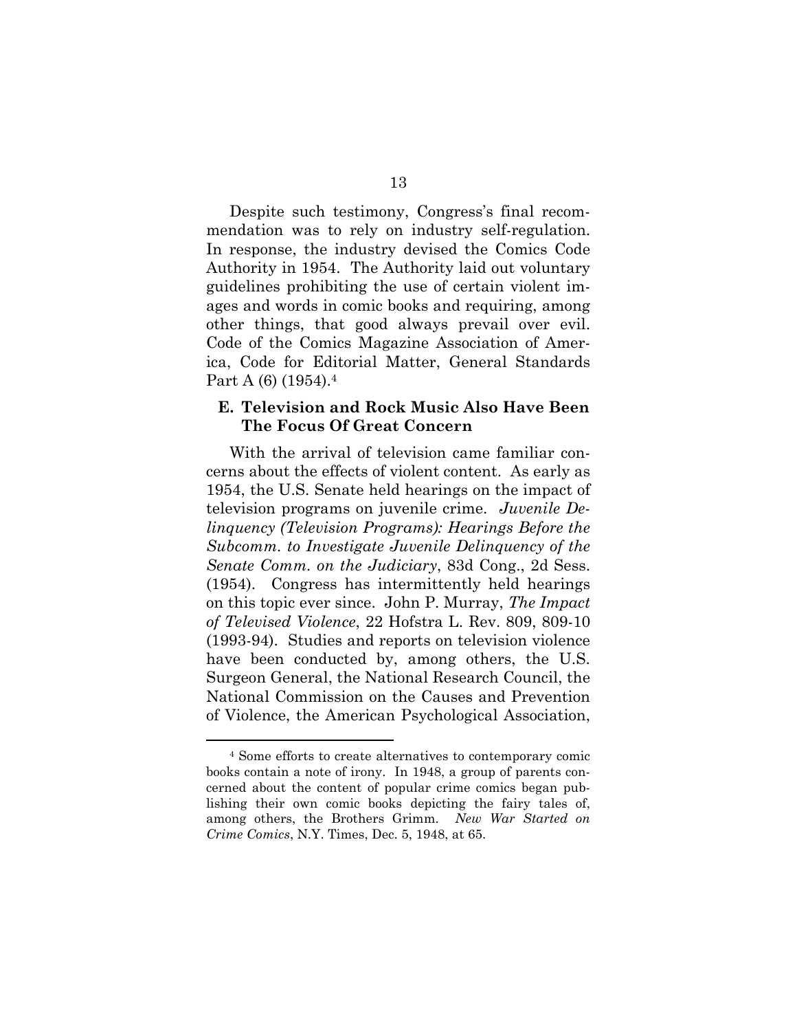Despite such testimony, Congress's final recommendation was to rely on industry self-regulation. In response, the industry devised the Comics Code Authority in 1954. The Authority laid out voluntary guidelines prohibiting the use of certain violent images and words in comic books and requiring, among other things, that good always prevail over evil. Code of the Comics Magazine Association of America, Code for Editorial Matter, General Standards Part A (6) (1954).[4]

### E. Television and Rock Music Also Have Been The Focus Of Great Concern

With the arrival of television came familiar concerns about the effects of violent content. As early as 1954, the U.S. Senate held hearings on the impact of television programs on juvenile crime. *Juvenile Delinquency (Television Programs): Hearings Before the Subcomm. to Investigate Juvenile Delinquency of the Senate Comm. on the Judiciary*, 83d Cong., 2d Sess. (1954). Congress has intermittently held hearings on this topic ever since. John P. Murray, *The Impact of Televised Violence*, 22 Hofstra L. Rev. 809, 809-10 (1993-94). Studies and reports on television violence have been conducted by, among others, the U.S. Surgeon General, the National Research Council, the National Commission on the Causes and Prevention of Violence, the American Psychological Association,

---

[4] Some efforts to create alternatives to contemporary comic books contain a note of irony. In 1948, a group of parents concerned about the content of popular crime comics began publishing their own comic books depicting the fairy tales of, among others, the Brothers Grimm. *New War Started on Crime Comics*, N.Y. Times, Dec. 5, 1948, at 65.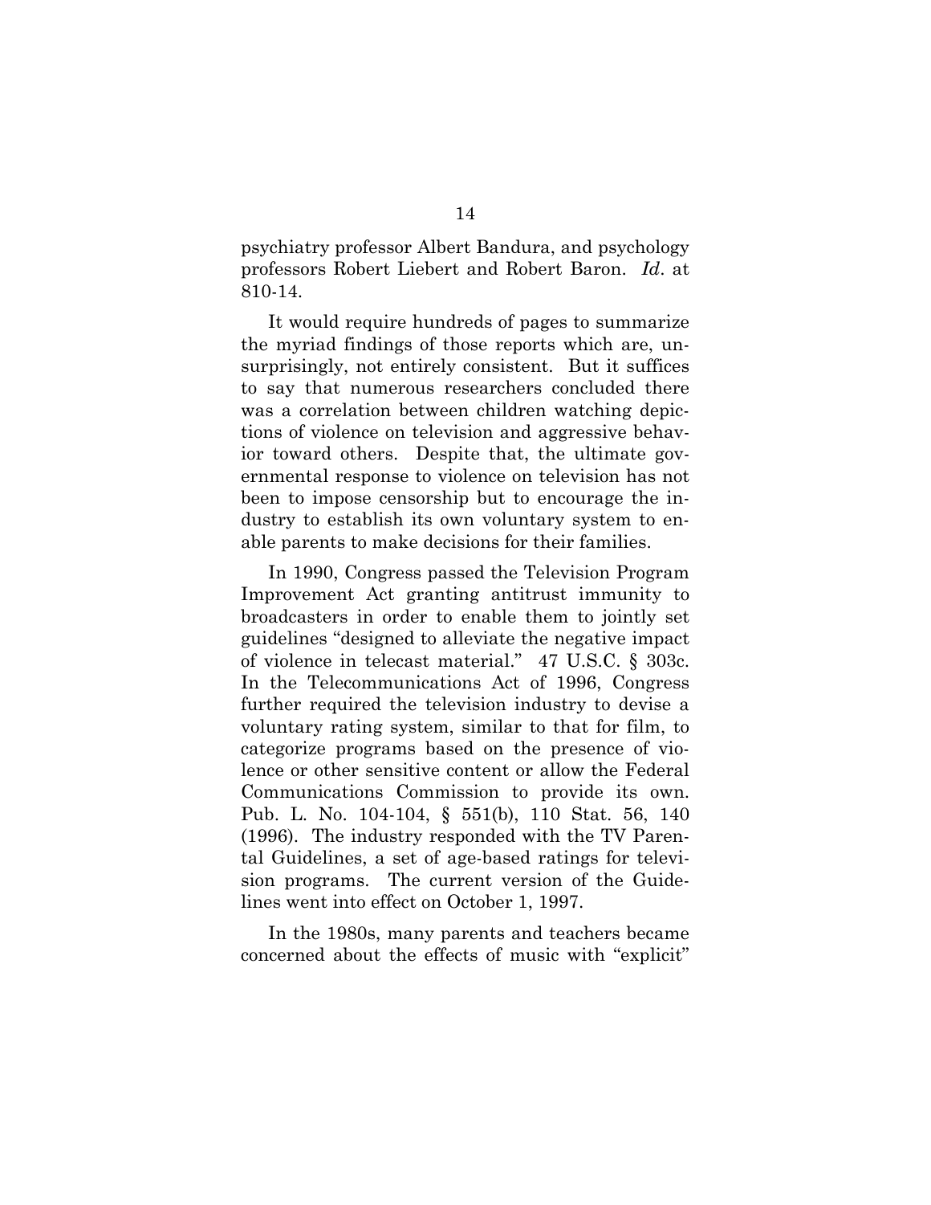psychiatry professor Albert Bandura, and psychology professors Robert Liebert and Robert Baron. *Id*. at 810-14.

It would require hundreds of pages to summarize the myriad findings of those reports which are, unsurprisingly, not entirely consistent. But it suffices to say that numerous researchers concluded there was a correlation between children watching depictions of violence on television and aggressive behavior toward others. Despite that, the ultimate governmental response to violence on television has not been to impose censorship but to encourage the industry to establish its own voluntary system to enable parents to make decisions for their families.

In 1990, Congress passed the Television Program Improvement Act granting antitrust immunity to broadcasters in order to enable them to jointly set guidelines "designed to alleviate the negative impact of violence in telecast material." 47 U.S.C. § 303c. In the Telecommunications Act of 1996, Congress further required the television industry to devise a voluntary rating system, similar to that for film, to categorize programs based on the presence of violence or other sensitive content or allow the Federal Communications Commission to provide its own. Pub. L. No. 104-104, § 551(b), 110 Stat. 56, 140 (1996). The industry responded with the TV Parental Guidelines, a set of age-based ratings for television programs. The current version of the Guidelines went into effect on October 1, 1997.

In the 1980s, many parents and teachers became concerned about the effects of music with "explicit"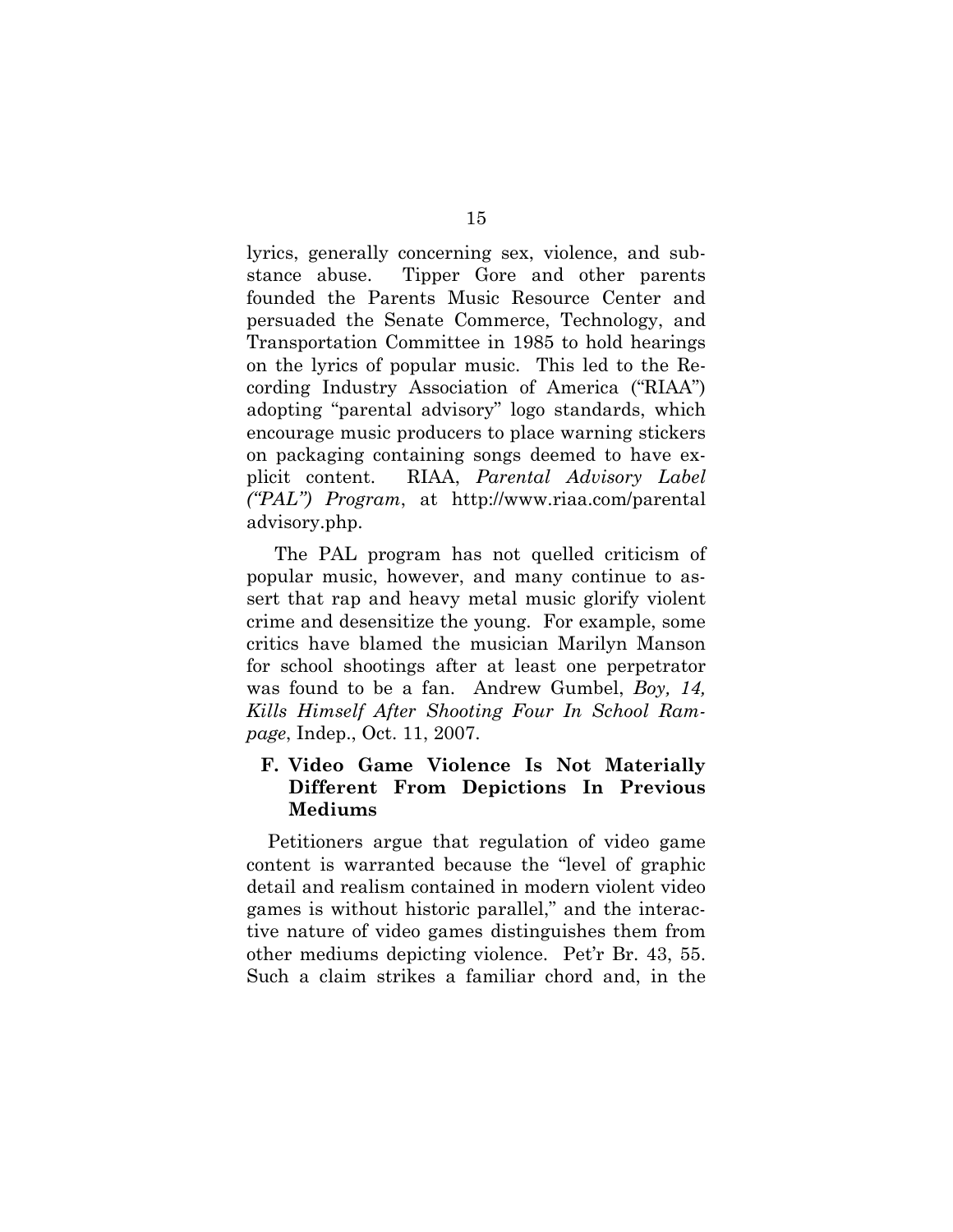lyrics, generally concerning sex, violence, and substance abuse. Tipper Gore and other parents founded the Parents Music Resource Center and persuaded the Senate Commerce, Technology, and Transportation Committee in 1985 to hold hearings on the lyrics of popular music. This led to the Recording Industry Association of America ("RIAA") adopting "parental advisory" logo standards, which encourage music producers to place warning stickers on packaging containing songs deemed to have explicit content. RIAA, *Parental Advisory Label ("PAL") Program*, at http://www.riaa.com/parentaladvisory.php.

The PAL program has not quelled criticism of popular music, however, and many continue to assert that rap and heavy metal music glorify violent crime and desensitize the young. For example, some critics have blamed the musician Marilyn Manson for school shootings after at least one perpetrator was found to be a fan. Andrew Gumbel, *Boy, 14, Kills Himself After Shooting Four In School Rampage*, Indep., Oct. 11, 2007.

### F. Video Game Violence Is Not Materially Different From Depictions In Previous Mediums

Petitioners argue that regulation of video game content is warranted because the "level of graphic detail and realism contained in modern violent video games is without historic parallel," and the interactive nature of video games distinguishes them from other mediums depicting violence. Pet'r Br. 43, 55. Such a claim strikes a familiar chord and, in the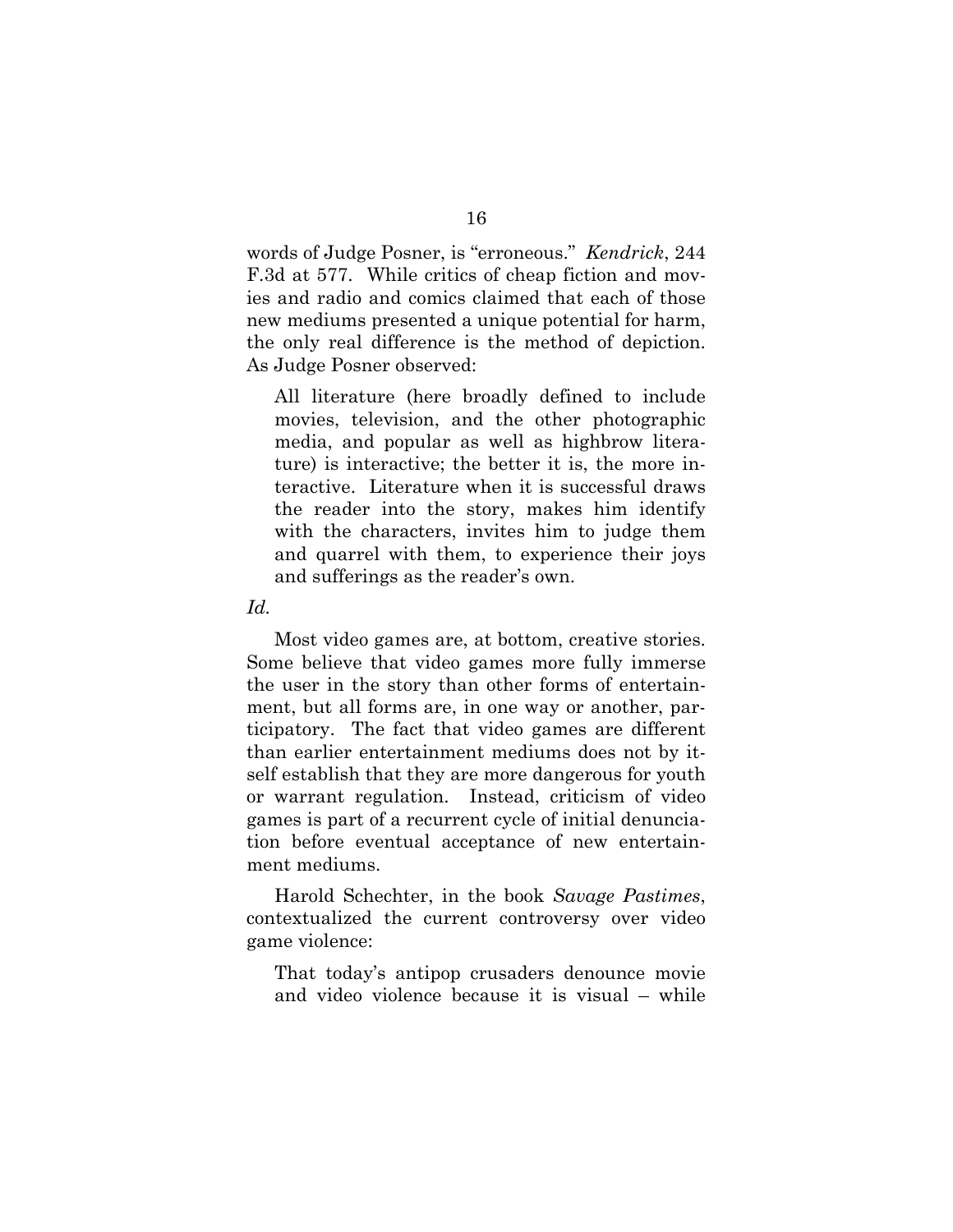words of Judge Posner, is "erroneous." *Kendrick*, 244 F.3d at 577. While critics of cheap fiction and movies and radio and comics claimed that each of those new mediums presented a unique potential for harm, the only real difference is the method of depiction. As Judge Posner observed:

> All literature (here broadly defined to include movies, television, and the other photographic media, and popular as well as highbrow literature) is interactive; the better it is, the more interactive. Literature when it is successful draws the reader into the story, makes him identify with the characters, invites him to judge them and quarrel with them, to experience their joys and sufferings as the reader's own.

*Id.*

Most video games are, at bottom, creative stories. Some believe that video games more fully immerse the user in the story than other forms of entertainment, but all forms are, in one way or another, participatory. The fact that video games are different than earlier entertainment mediums does not by itself establish that they are more dangerous for youth or warrant regulation. Instead, criticism of video games is part of a recurrent cycle of initial denunciation before eventual acceptance of new entertainment mediums.

Harold Schechter, in the book *Savage Pastimes*, contextualized the current controversy over video game violence:

> That today's antipop crusaders denounce movie and video violence because it is visual – while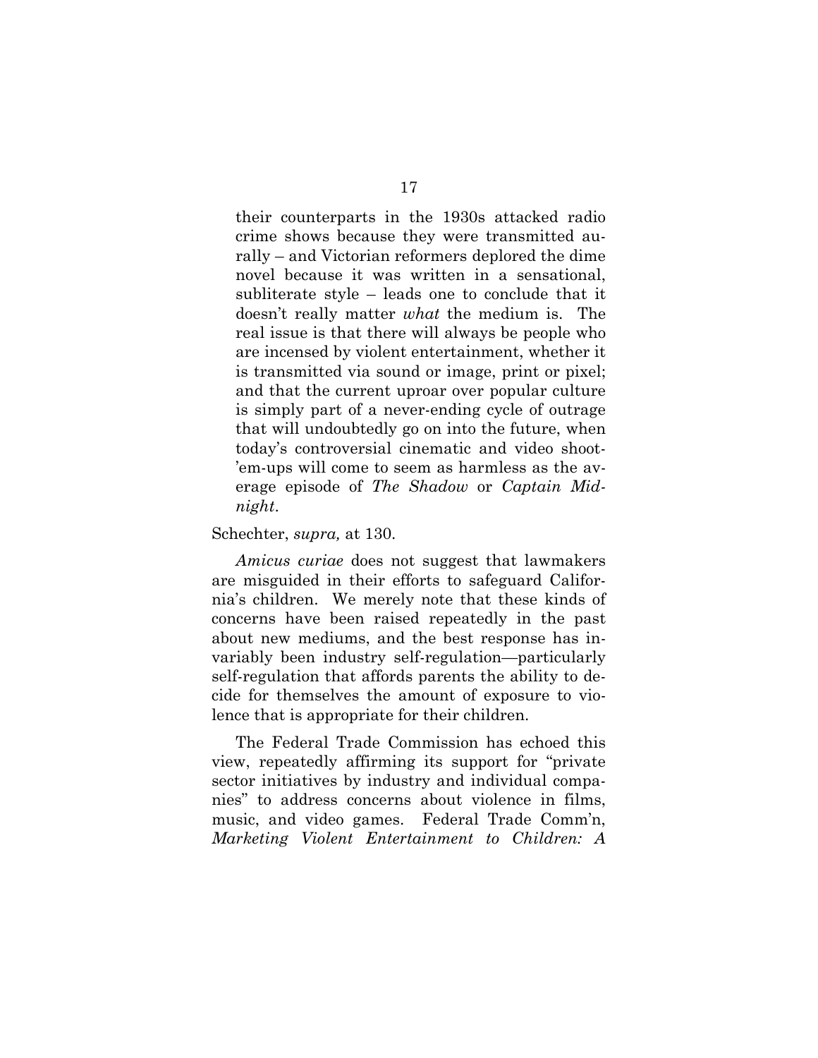> their counterparts in the 1930s attacked radio crime shows because they were transmitted aurally – and Victorian reformers deplored the dime novel because it was written in a sensational, subliterate style – leads one to conclude that it doesn't really matter *what* the medium is. The real issue is that there will always be people who are incensed by violent entertainment, whether it is transmitted via sound or image, print or pixel; and that the current uproar over popular culture is simply part of a never-ending cycle of outrage that will undoubtedly go on into the future, when today's controversial cinematic and video shoot-'em-ups will come to seem as harmless as the average episode of *The Shadow* or *Captain Midnight*.

Schechter, *supra,* at 130.

*Amicus curiae* does not suggest that lawmakers are misguided in their efforts to safeguard California's children. We merely note that these kinds of concerns have been raised repeatedly in the past about new mediums, and the best response has invariably been industry self-regulation—particularly self-regulation that affords parents the ability to decide for themselves the amount of exposure to violence that is appropriate for their children.

The Federal Trade Commission has echoed this view, repeatedly affirming its support for "private sector initiatives by industry and individual companies" to address concerns about violence in films, music, and video games. Federal Trade Comm'n, *Marketing Violent Entertainment to Children: A*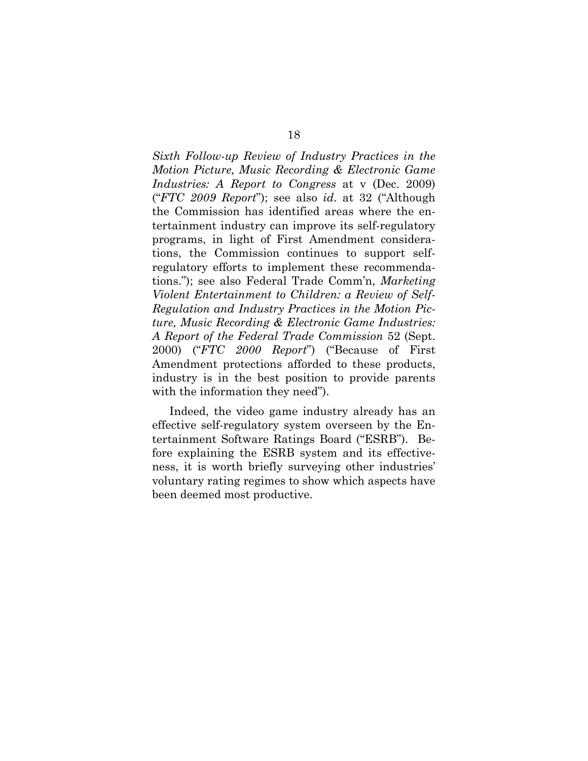*Sixth Follow-up Review of Industry Practices in the Motion Picture, Music Recording & Electronic Game Industries: A Report to Congress* at v (Dec. 2009) ("*FTC 2009 Report*"); see also *id*. at 32 ("Although the Commission has identified areas where the entertainment industry can improve its self-regulatory programs, in light of First Amendment considerations, the Commission continues to support self-regulatory efforts to implement these recommendations."); see also Federal Trade Comm'n, *Marketing Violent Entertainment to Children: a Review of Self-Regulation and Industry Practices in the Motion Picture, Music Recording & Electronic Game Industries: A Report of the Federal Trade Commission* 52 (Sept. 2000) ("*FTC 2000 Report*") ("Because of First Amendment protections afforded to these products, industry is in the best position to provide parents with the information they need").

Indeed, the video game industry already has an effective self-regulatory system overseen by the Entertainment Software Ratings Board ("ESRB"). Before explaining the ESRB system and its effectiveness, it is worth briefly surveying other industries' voluntary rating regimes to show which aspects have been deemed most productive.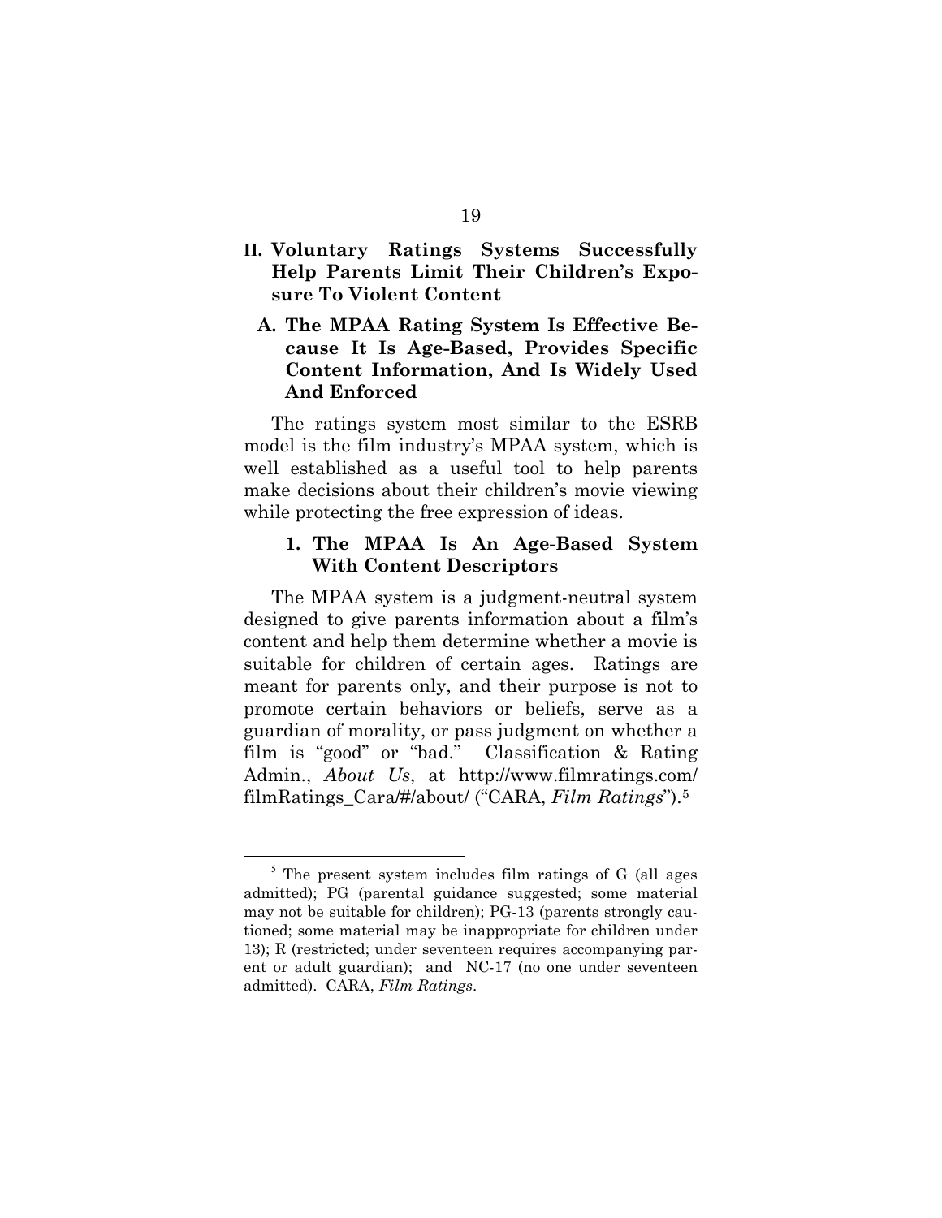## II. Voluntary Ratings Systems Successfully Help Parents Limit Their Children's Exposure To Violent Content

### A. The MPAA Rating System Is Effective Because It Is Age-Based, Provides Specific Content Information, And Is Widely Used And Enforced

The ratings system most similar to the ESRB model is the film industry's MPAA system, which is well established as a useful tool to help parents make decisions about their children's movie viewing while protecting the free expression of ideas.

#### 1. The MPAA Is An Age-Based System With Content Descriptors

The MPAA system is a judgment-neutral system designed to give parents information about a film's content and help them determine whether a movie is suitable for children of certain ages. Ratings are meant for parents only, and their purpose is not to promote certain behaviors or beliefs, serve as a guardian of morality, or pass judgment on whether a film is "good" or "bad." Classification & Rating Admin., *About Us*, at http://www.filmratings.com/filmRatings_Cara/#/about/ ("CARA, *Film Ratings*").[5]

---

[5] The present system includes film ratings of G (all ages admitted); PG (parental guidance suggested; some material may not be suitable for children); PG-13 (parents strongly cautioned; some material may be inappropriate for children under 13); R (restricted; under seventeen requires accompanying parent or adult guardian); and NC-17 (no one under seventeen admitted). CARA, *Film Ratings*.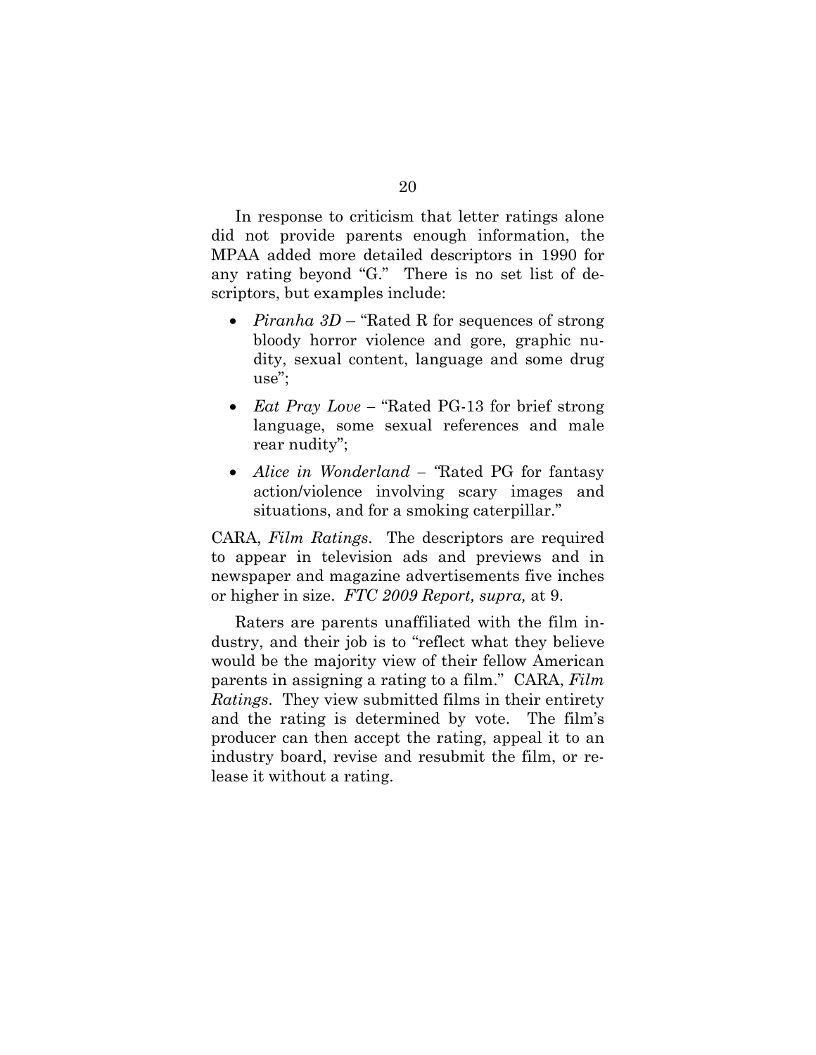In response to criticism that letter ratings alone did not provide parents enough information, the MPAA added more detailed descriptors in 1990 for any rating beyond "G." There is no set list of descriptors, but examples include:

- *Piranha 3D* – "Rated R for sequences of strong bloody horror violence and gore, graphic nudity, sexual content, language and some drug use";
- *Eat Pray Love* – "Rated PG-13 for brief strong language, some sexual references and male rear nudity";
- *Alice in Wonderland* – "Rated PG for fantasy action/violence involving scary images and situations, and for a smoking caterpillar."

CARA, *Film Ratings*. The descriptors are required to appear in television ads and previews and in newspaper and magazine advertisements five inches or higher in size. *FTC 2009 Report, supra,* at 9.

Raters are parents unaffiliated with the film industry, and their job is to "reflect what they believe would be the majority view of their fellow American parents in assigning a rating to a film." CARA, *Film Ratings*. They view submitted films in their entirety and the rating is determined by vote. The film's producer can then accept the rating, appeal it to an industry board, revise and resubmit the film, or release it without a rating.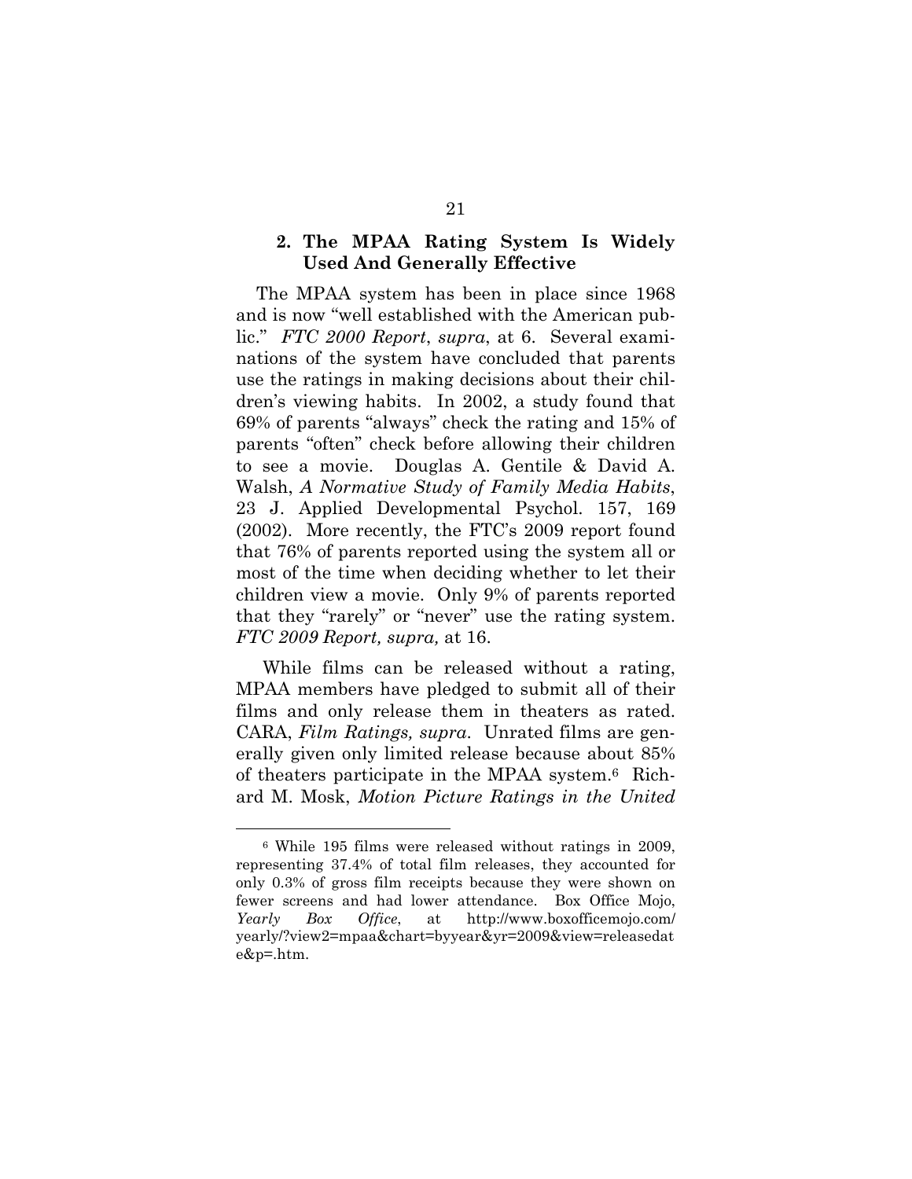### 2. The MPAA Rating System Is Widely Used And Generally Effective

The MPAA system has been in place since 1968 and is now "well established with the American public." *FTC 2000 Report*, *supra*, at 6. Several examinations of the system have concluded that parents use the ratings in making decisions about their children's viewing habits. In 2002, a study found that 69% of parents "always" check the rating and 15% of parents "often" check before allowing their children to see a movie. Douglas A. Gentile & David A. Walsh, *A Normative Study of Family Media Habits*, 23 J. Applied Developmental Psychol. 157, 169 (2002). More recently, the FTC's 2009 report found that 76% of parents reported using the system all or most of the time when deciding whether to let their children view a movie. Only 9% of parents reported that they "rarely" or "never" use the rating system. *FTC 2009 Report, supra,* at 16.

While films can be released without a rating, MPAA members have pledged to submit all of their films and only release them in theaters as rated. CARA, *Film Ratings, supra*. Unrated films are generally given only limited release because about 85% of theaters participate in the MPAA system.[6] Richard M. Mosk, *Motion Picture Ratings in the United*

[6] While 195 films were released without ratings in 2009, representing 37.4% of total film releases, they accounted for only 0.3% of gross film receipts because they were shown on fewer screens and had lower attendance. Box Office Mojo, *Yearly Box Office*, at http://www.boxofficemojo.com/yearly/?view2=mpaa&chart=byyear&yr=2009&view=releasedate&p=.htm.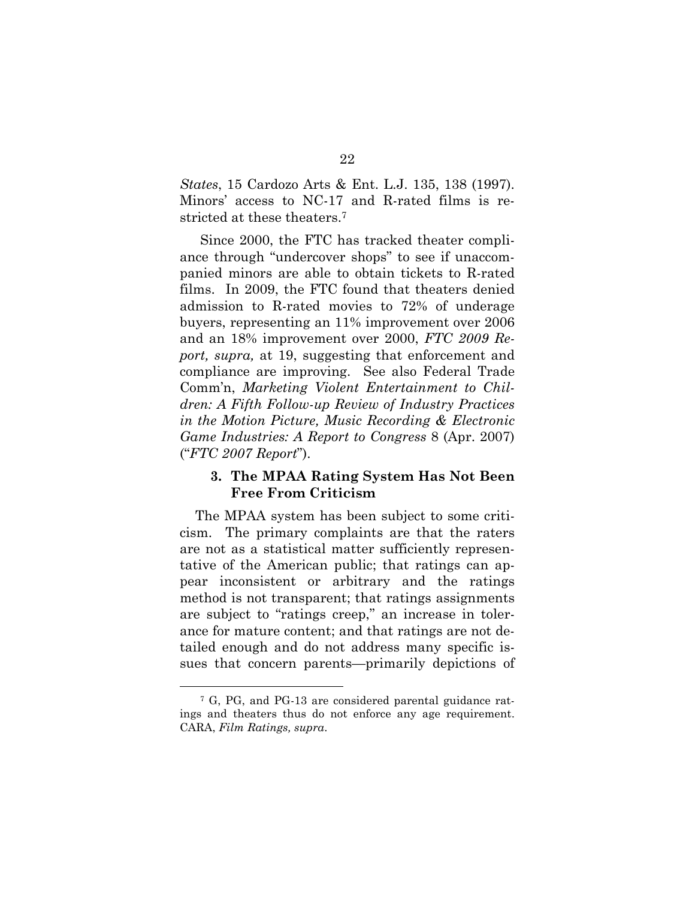*States*, 15 Cardozo Arts & Ent. L.J. 135, 138 (1997). Minors' access to NC-17 and R-rated films is restricted at these theaters.[7]

Since 2000, the FTC has tracked theater compliance through "undercover shops" to see if unaccompanied minors are able to obtain tickets to R-rated films. In 2009, the FTC found that theaters denied admission to R-rated movies to 72% of underage buyers, representing an 11% improvement over 2006 and an 18% improvement over 2000, *FTC 2009 Report, supra,* at 19, suggesting that enforcement and compliance are improving. See also Federal Trade Comm'n, *Marketing Violent Entertainment to Children: A Fifth Follow-up Review of Industry Practices in the Motion Picture, Music Recording & Electronic Game Industries: A Report to Congress* 8 (Apr. 2007) ("*FTC 2007 Report*").

### 3. The MPAA Rating System Has Not Been Free From Criticism

The MPAA system has been subject to some criticism. The primary complaints are that the raters are not as a statistical matter sufficiently representative of the American public; that ratings can appear inconsistent or arbitrary and the ratings method is not transparent; that ratings assignments are subject to "ratings creep," an increase in tolerance for mature content; and that ratings are not detailed enough and do not address many specific issues that concern parents—primarily depictions of

---

[7] G, PG, and PG-13 are considered parental guidance ratings and theaters thus do not enforce any age requirement. CARA, *Film Ratings, supra*.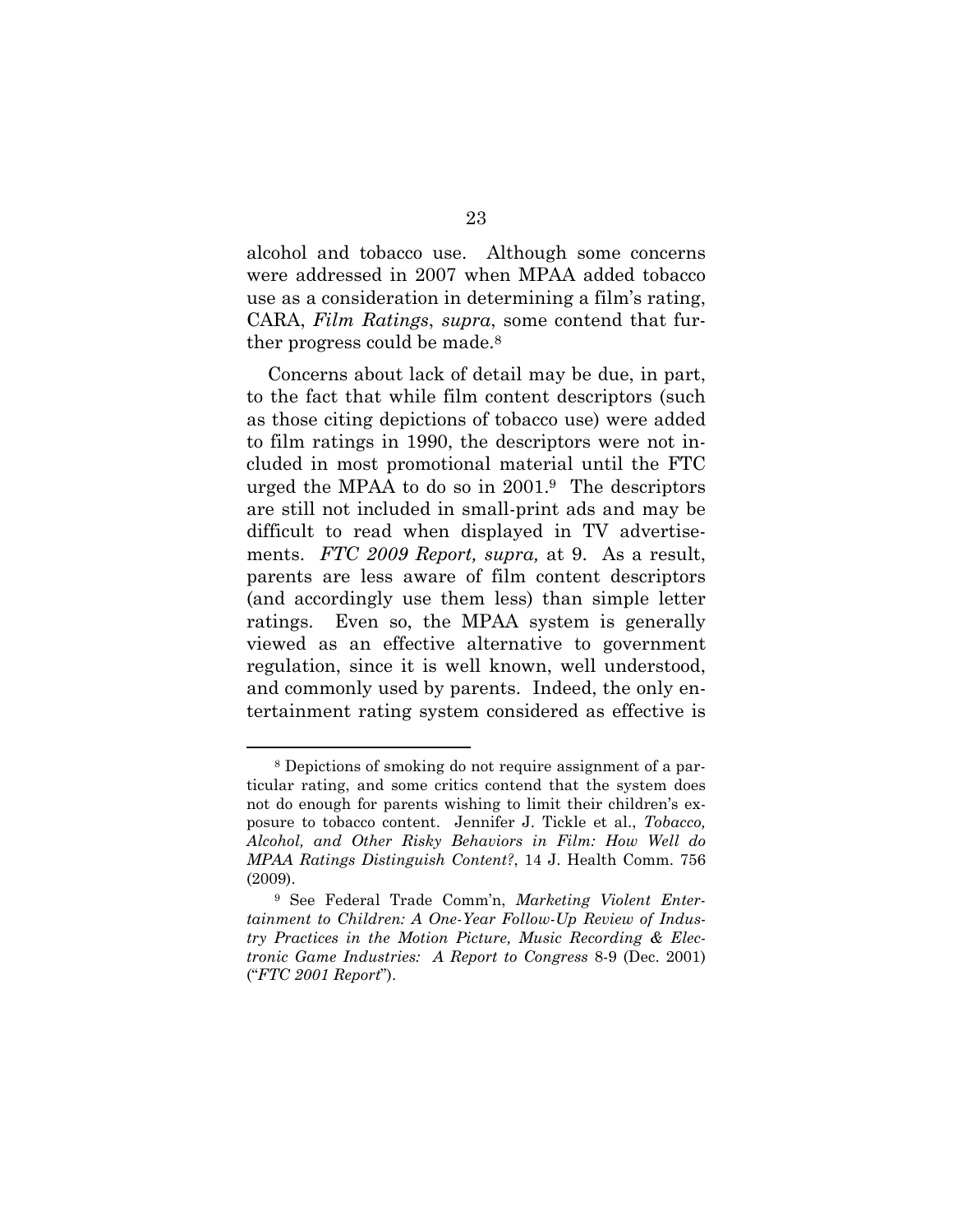alcohol and tobacco use. Although some concerns were addressed in 2007 when MPAA added tobacco use as a consideration in determining a film's rating, CARA, *Film Ratings*, *supra*, some contend that further progress could be made.[8]

Concerns about lack of detail may be due, in part, to the fact that while film content descriptors (such as those citing depictions of tobacco use) were added to film ratings in 1990, the descriptors were not included in most promotional material until the FTC urged the MPAA to do so in 2001.[9] The descriptors are still not included in small-print ads and may be difficult to read when displayed in TV advertisements. *FTC 2009 Report, supra,* at 9. As a result, parents are less aware of film content descriptors (and accordingly use them less) than simple letter ratings. Even so, the MPAA system is generally viewed as an effective alternative to government regulation, since it is well known, well understood, and commonly used by parents. Indeed, the only entertainment rating system considered as effective is

---

[8] Depictions of smoking do not require assignment of a particular rating, and some critics contend that the system does not do enough for parents wishing to limit their children's exposure to tobacco content. Jennifer J. Tickle et al., *Tobacco, Alcohol, and Other Risky Behaviors in Film: How Well do MPAA Ratings Distinguish Content?*, 14 J. Health Comm. 756 (2009).

[9] See Federal Trade Comm'n, *Marketing Violent Entertainment to Children: A One-Year Follow-Up Review of Industry Practices in the Motion Picture, Music Recording & Electronic Game Industries: A Report to Congress* 8-9 (Dec. 2001) ("*FTC 2001 Report*").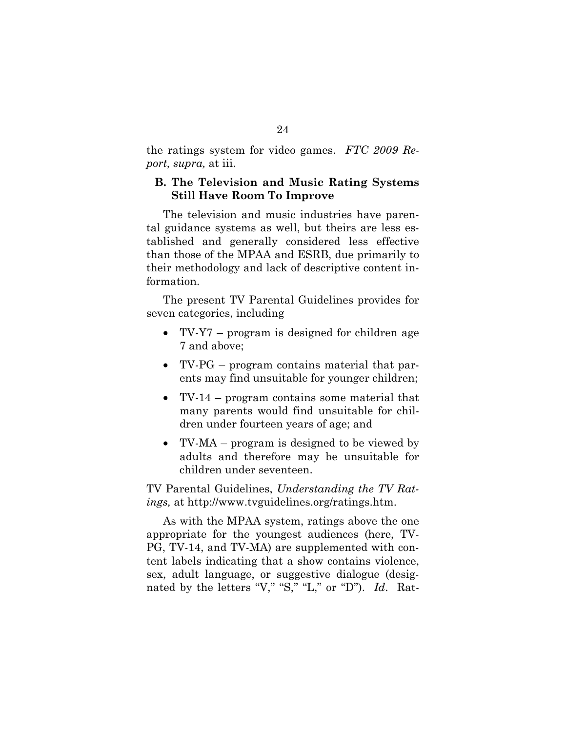the ratings system for video games. *FTC 2009 Report, supra,* at iii.

### B. The Television and Music Rating Systems Still Have Room To Improve

The television and music industries have parental guidance systems as well, but theirs are less established and generally considered less effective than those of the MPAA and ESRB, due primarily to their methodology and lack of descriptive content information.

The present TV Parental Guidelines provides for seven categories, including

- TV-Y7 – program is designed for children age 7 and above;
- TV-PG – program contains material that parents may find unsuitable for younger children;
- TV-14 – program contains some material that many parents would find unsuitable for children under fourteen years of age; and
- TV-MA – program is designed to be viewed by adults and therefore may be unsuitable for children under seventeen.

TV Parental Guidelines, *Understanding the TV Ratings,* at http://www.tvguidelines.org/ratings.htm.

As with the MPAA system, ratings above the one appropriate for the youngest audiences (here, TV-PG, TV-14, and TV-MA) are supplemented with content labels indicating that a show contains violence, sex, adult language, or suggestive dialogue (designated by the letters "V," "S," "L," or "D"). *Id*. Rat-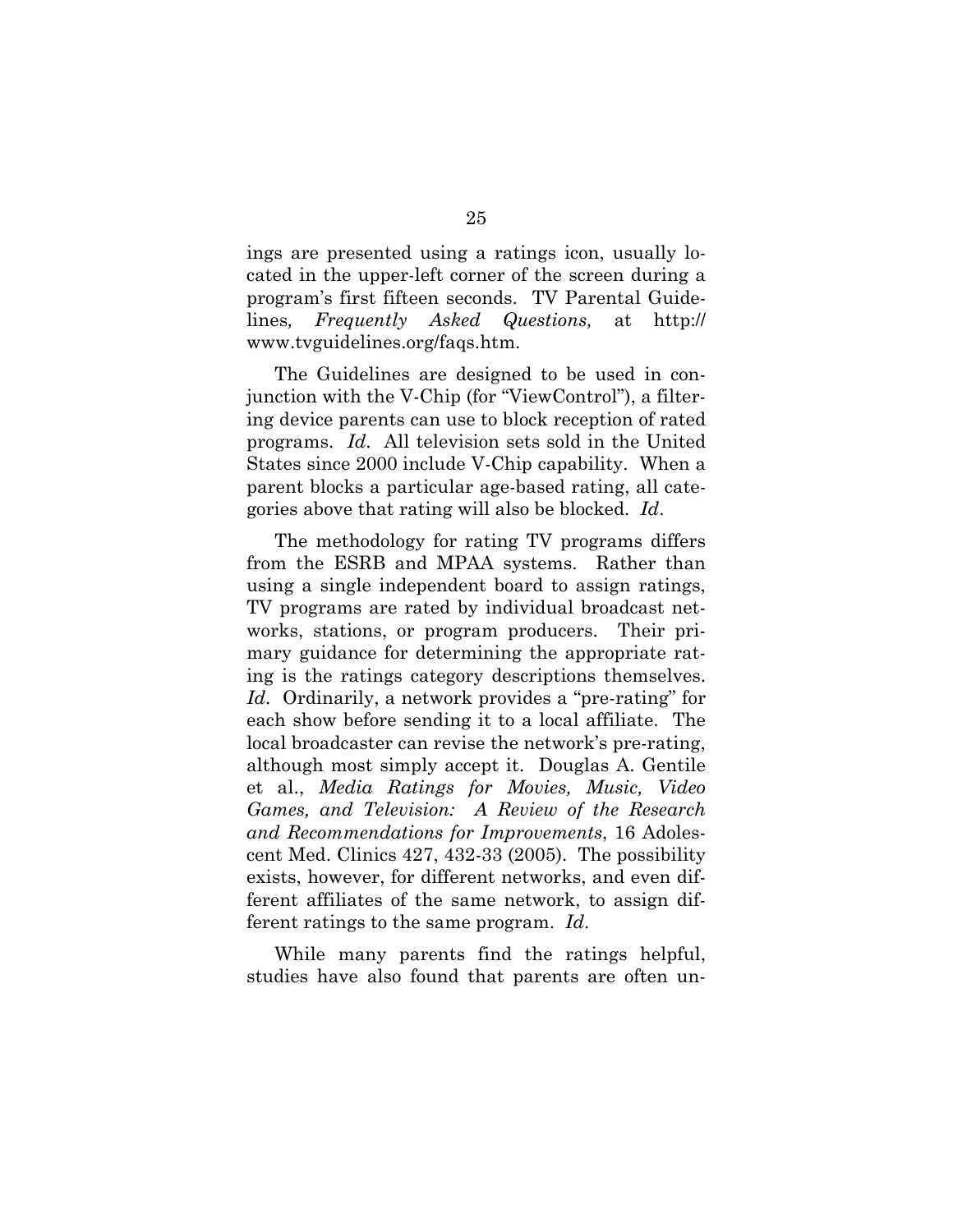ings are presented using a ratings icon, usually located in the upper-left corner of the screen during a program's first fifteen seconds. TV Parental Guidelines*, Frequently Asked Questions,* at http://www.tvguidelines.org/faqs.htm.

The Guidelines are designed to be used in conjunction with the V-Chip (for "ViewControl"), a filtering device parents can use to block reception of rated programs. *Id*. All television sets sold in the United States since 2000 include V-Chip capability. When a parent blocks a particular age-based rating, all categories above that rating will also be blocked. *Id*.

The methodology for rating TV programs differs from the ESRB and MPAA systems. Rather than using a single independent board to assign ratings, TV programs are rated by individual broadcast networks, stations, or program producers. Their primary guidance for determining the appropriate rating is the ratings category descriptions themselves. *Id*. Ordinarily, a network provides a "pre-rating" for each show before sending it to a local affiliate. The local broadcaster can revise the network's pre-rating, although most simply accept it. Douglas A. Gentile et al., *Media Ratings for Movies, Music, Video Games, and Television: A Review of the Research and Recommendations for Improvements*, 16 Adolescent Med. Clinics 427, 432-33 (2005). The possibility exists, however, for different networks, and even different affiliates of the same network, to assign different ratings to the same program. *Id*.

While many parents find the ratings helpful, studies have also found that parents are often un-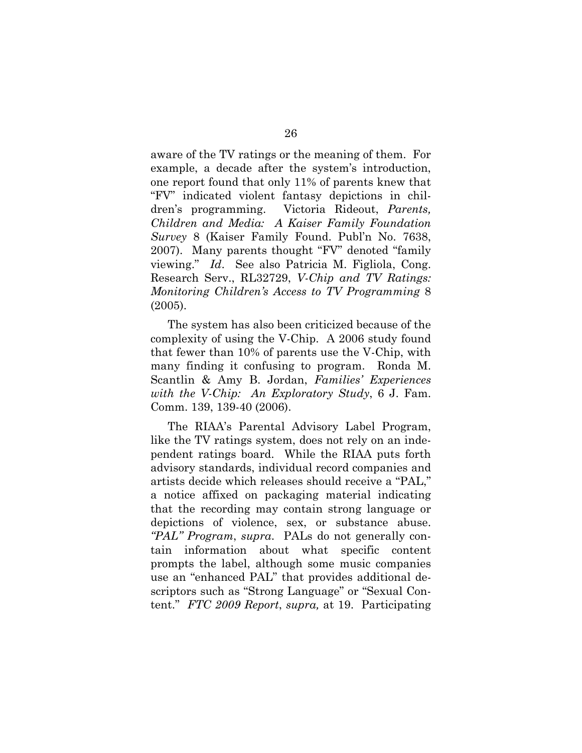aware of the TV ratings or the meaning of them. For example, a decade after the system's introduction, one report found that only 11% of parents knew that "FV" indicated violent fantasy depictions in children's programming. Victoria Rideout, *Parents, Children and Media: A Kaiser Family Foundation Survey* 8 (Kaiser Family Found. Publ'n No. 7638, 2007). Many parents thought "FV" denoted "family viewing." *Id*. See also Patricia M. Figliola, Cong. Research Serv., RL32729, *V-Chip and TV Ratings: Monitoring Children's Access to TV Programming* 8 (2005).

The system has also been criticized because of the complexity of using the V-Chip. A 2006 study found that fewer than 10% of parents use the V-Chip, with many finding it confusing to program. Ronda M. Scantlin & Amy B. Jordan, *Families' Experiences with the V-Chip: An Exploratory Study*, 6 J. Fam. Comm. 139, 139-40 (2006).

The RIAA's Parental Advisory Label Program, like the TV ratings system, does not rely on an independent ratings board. While the RIAA puts forth advisory standards, individual record companies and artists decide which releases should receive a "PAL," a notice affixed on packaging material indicating that the recording may contain strong language or depictions of violence, sex, or substance abuse. *"PAL" Program*, *supra*. PALs do not generally contain information about what specific content prompts the label, although some music companies use an "enhanced PAL" that provides additional descriptors such as "Strong Language" or "Sexual Content." *FTC 2009 Report*, *supra,* at 19. Participating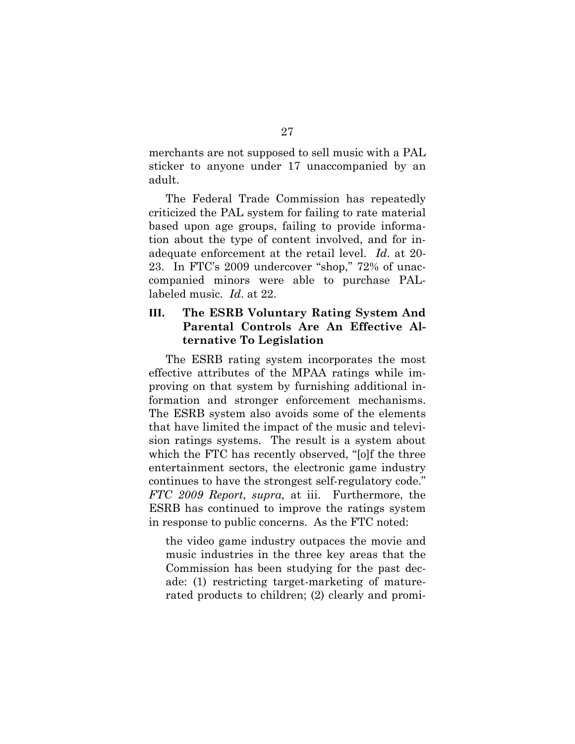merchants are not supposed to sell music with a PAL sticker to anyone under 17 unaccompanied by an adult.

The Federal Trade Commission has repeatedly criticized the PAL system for failing to rate material based upon age groups, failing to provide information about the type of content involved, and for inadequate enforcement at the retail level. *Id*. at 20-23. In FTC's 2009 undercover "shop," 72% of unaccompanied minors were able to purchase PAL-labeled music. *Id*. at 22.

## III. The ESRB Voluntary Rating System And Parental Controls Are An Effective Alternative To Legislation

The ESRB rating system incorporates the most effective attributes of the MPAA ratings while improving on that system by furnishing additional information and stronger enforcement mechanisms. The ESRB system also avoids some of the elements that have limited the impact of the music and television ratings systems. The result is a system about which the FTC has recently observed, "[o]f the three entertainment sectors, the electronic game industry continues to have the strongest self-regulatory code." *FTC 2009 Report*, *supra,* at iii. Furthermore, the ESRB has continued to improve the ratings system in response to public concerns. As the FTC noted:

> the video game industry outpaces the movie and music industries in the three key areas that the Commission has been studying for the past decade: (1) restricting target-marketing of mature-rated products to children; (2) clearly and promi-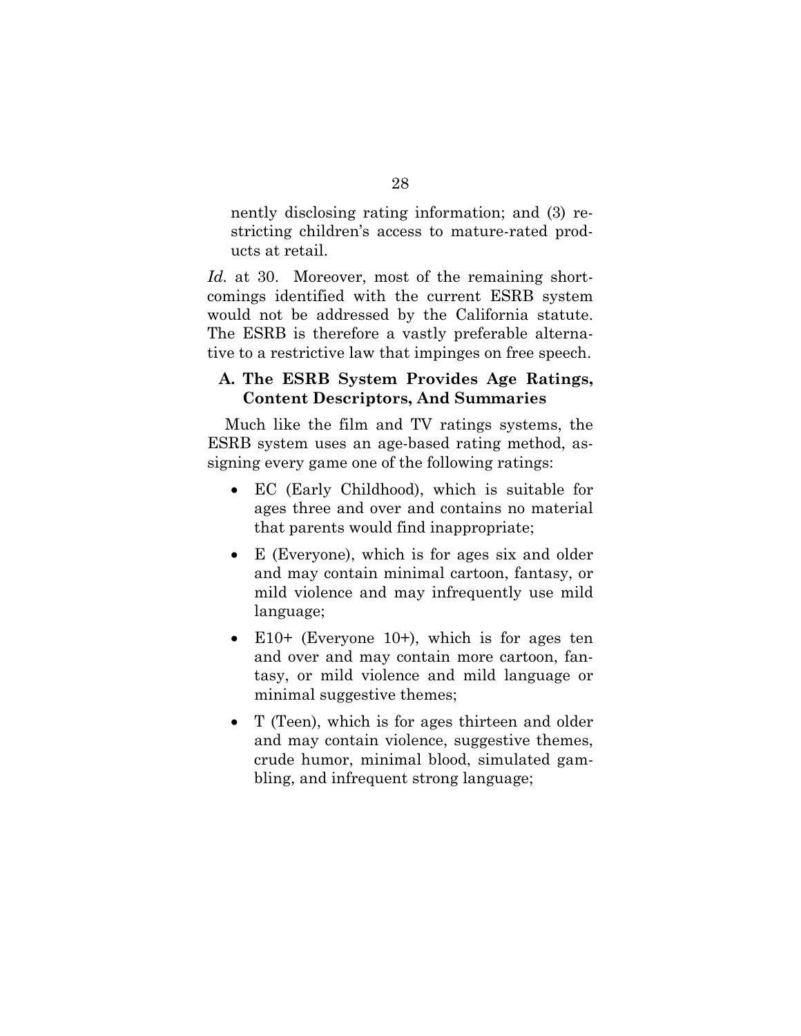nently disclosing rating information; and (3) restricting children's access to mature-rated products at retail.

*Id.* at 30. Moreover, most of the remaining shortcomings identified with the current ESRB system would not be addressed by the California statute. The ESRB is therefore a vastly preferable alternative to a restrictive law that impinges on free speech.

### A. The ESRB System Provides Age Ratings, Content Descriptors, And Summaries

Much like the film and TV ratings systems, the ESRB system uses an age-based rating method, assigning every game one of the following ratings:

- EC (Early Childhood), which is suitable for ages three and over and contains no material that parents would find inappropriate;
- E (Everyone), which is for ages six and older and may contain minimal cartoon, fantasy, or mild violence and may infrequently use mild language;
- E10+ (Everyone 10+), which is for ages ten and over and may contain more cartoon, fantasy, or mild violence and mild language or minimal suggestive themes;
- T (Teen), which is for ages thirteen and older and may contain violence, suggestive themes, crude humor, minimal blood, simulated gambling, and infrequent strong language;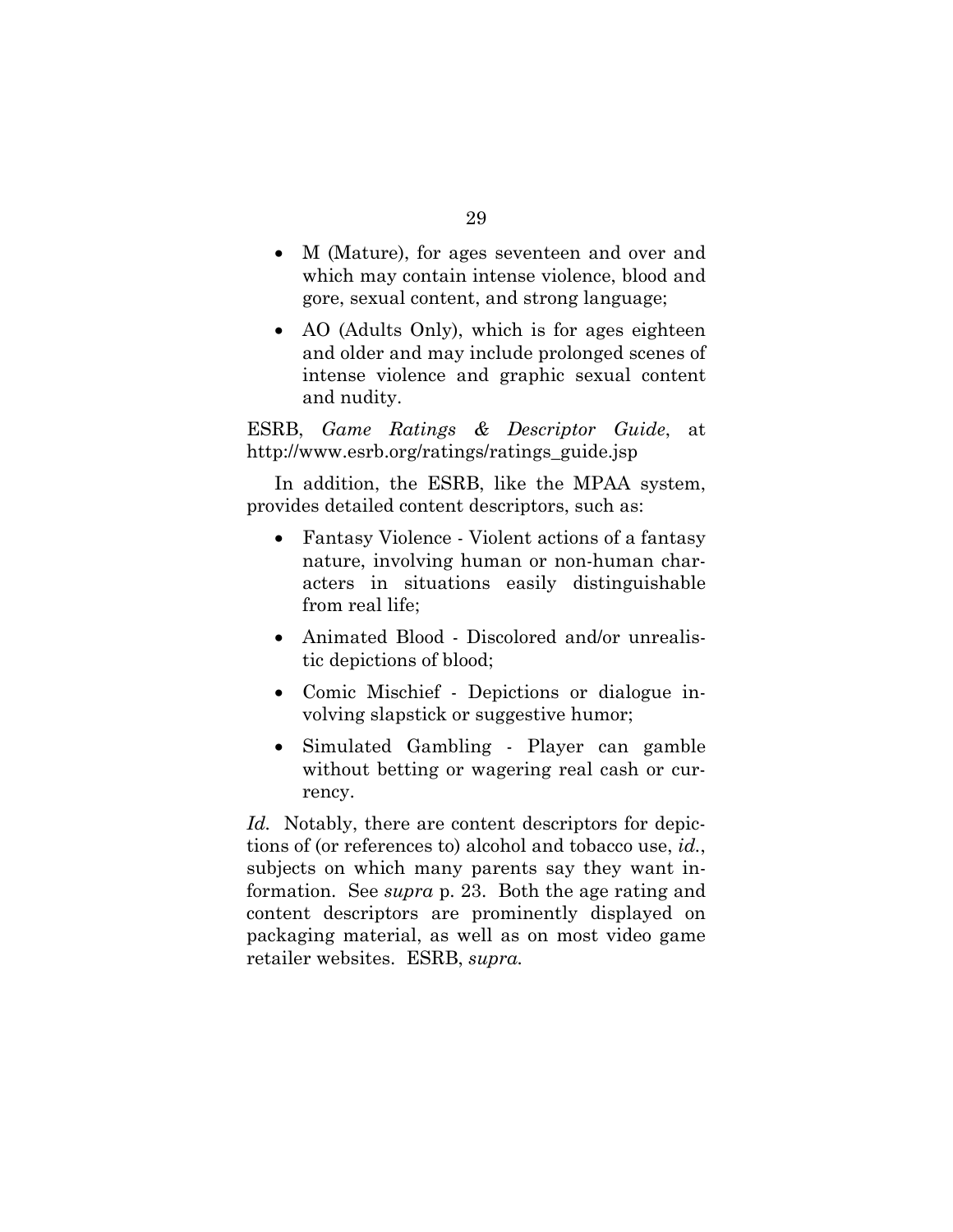- M (Mature), for ages seventeen and over and which may contain intense violence, blood and gore, sexual content, and strong language;
- AO (Adults Only), which is for ages eighteen and older and may include prolonged scenes of intense violence and graphic sexual content and nudity.

ESRB, *Game Ratings & Descriptor Guide*, at http://www.esrb.org/ratings/ratings_guide.jsp

In addition, the ESRB, like the MPAA system, provides detailed content descriptors, such as:

- Fantasy Violence - Violent actions of a fantasy nature, involving human or non-human characters in situations easily distinguishable from real life;
- Animated Blood - Discolored and/or unrealistic depictions of blood;
- Comic Mischief - Depictions or dialogue involving slapstick or suggestive humor;
- Simulated Gambling - Player can gamble without betting or wagering real cash or currency.

*Id.* Notably, there are content descriptors for depictions of (or references to) alcohol and tobacco use, *id.*, subjects on which many parents say they want information. See *supra* p. 23. Both the age rating and content descriptors are prominently displayed on packaging material, as well as on most video game retailer websites. ESRB, *supra.*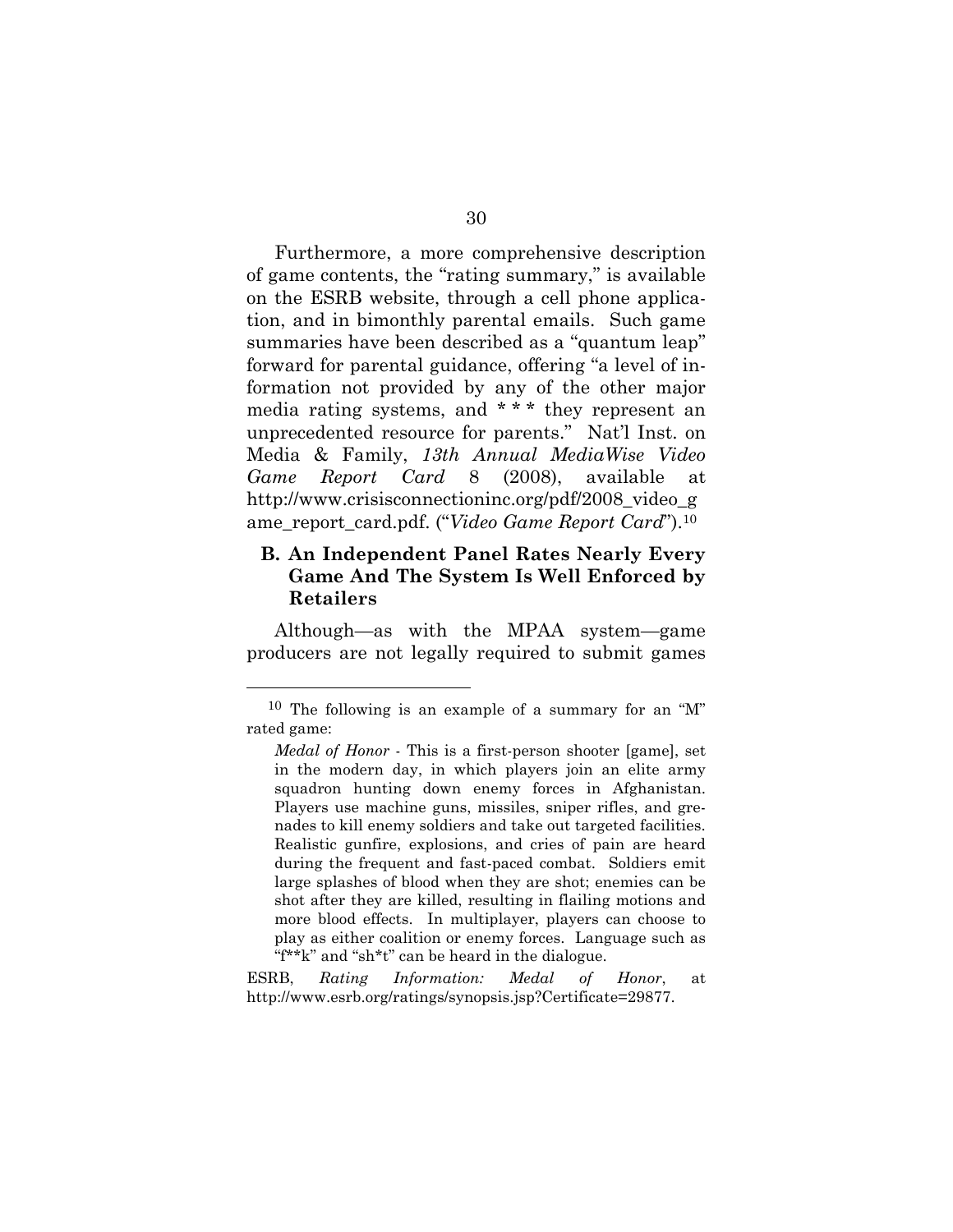Furthermore, a more comprehensive description of game contents, the "rating summary," is available on the ESRB website, through a cell phone application, and in bimonthly parental emails. Such game summaries have been described as a "quantum leap" forward for parental guidance, offering "a level of information not provided by any of the other major media rating systems, and * * * they represent an unprecedented resource for parents." Nat'l Inst. on Media & Family, *13th Annual MediaWise Video Game Report Card* 8 (2008), available at http://www.crisisconnectioninc.org/pdf/2008_video_game_report_card.pdf. ("*Video Game Report Card*").[10]

### B. An Independent Panel Rates Nearly Every Game And The System Is Well Enforced by Retailers

Although—as with the MPAA system—game producers are not legally required to submit games

---

[10] The following is an example of a summary for an "M" rated game:

> *Medal of Honor* - This is a first-person shooter [game], set in the modern day, in which players join an elite army squadron hunting down enemy forces in Afghanistan. Players use machine guns, missiles, sniper rifles, and grenades to kill enemy soldiers and take out targeted facilities. Realistic gunfire, explosions, and cries of pain are heard during the frequent and fast-paced combat. Soldiers emit large splashes of blood when they are shot; enemies can be shot after they are killed, resulting in flailing motions and more blood effects. In multiplayer, players can choose to play as either coalition or enemy forces. Language such as "f**k" and "sh*t" can be heard in the dialogue.

ESRB, *Rating Information: Medal of Honor*, at http://www.esrb.org/ratings/synopsis.jsp?Certificate=29877.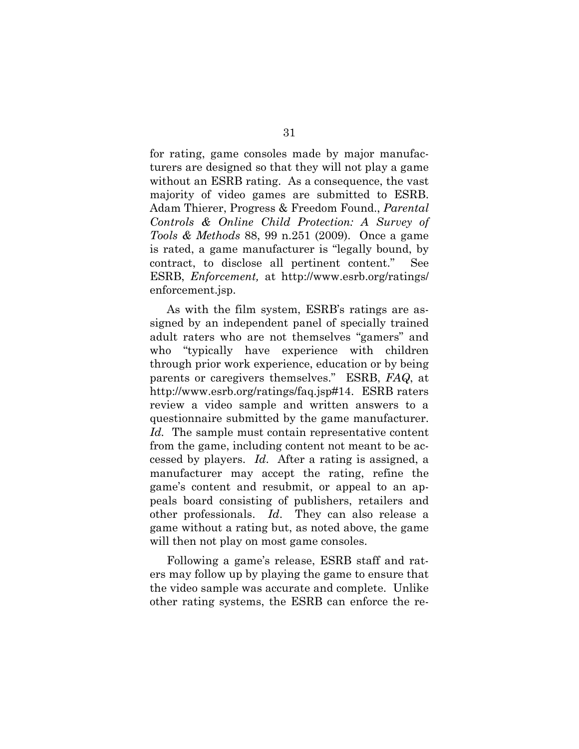for rating, game consoles made by major manufacturers are designed so that they will not play a game without an ESRB rating. As a consequence, the vast majority of video games are submitted to ESRB. Adam Thierer, Progress & Freedom Found., *Parental Controls & Online Child Protection: A Survey of Tools & Methods* 88, 99 n.251 (2009). Once a game is rated, a game manufacturer is "legally bound, by contract, to disclose all pertinent content." See ESRB, *Enforcement,* at http://www.esrb.org/ratings/enforcement.jsp.

As with the film system, ESRB's ratings are assigned by an independent panel of specially trained adult raters who are not themselves "gamers" and who "typically have experience with children through prior work experience, education or by being parents or caregivers themselves." ESRB, *FAQ*, at http://www.esrb.org/ratings/faq.jsp#14. ESRB raters review a video sample and written answers to a questionnaire submitted by the game manufacturer. *Id.* The sample must contain representative content from the game, including content not meant to be accessed by players. *Id*. After a rating is assigned, a manufacturer may accept the rating, refine the game's content and resubmit, or appeal to an appeals board consisting of publishers, retailers and other professionals. *Id*. They can also release a game without a rating but, as noted above, the game will then not play on most game consoles.

Following a game's release, ESRB staff and raters may follow up by playing the game to ensure that the video sample was accurate and complete. Unlike other rating systems, the ESRB can enforce the re-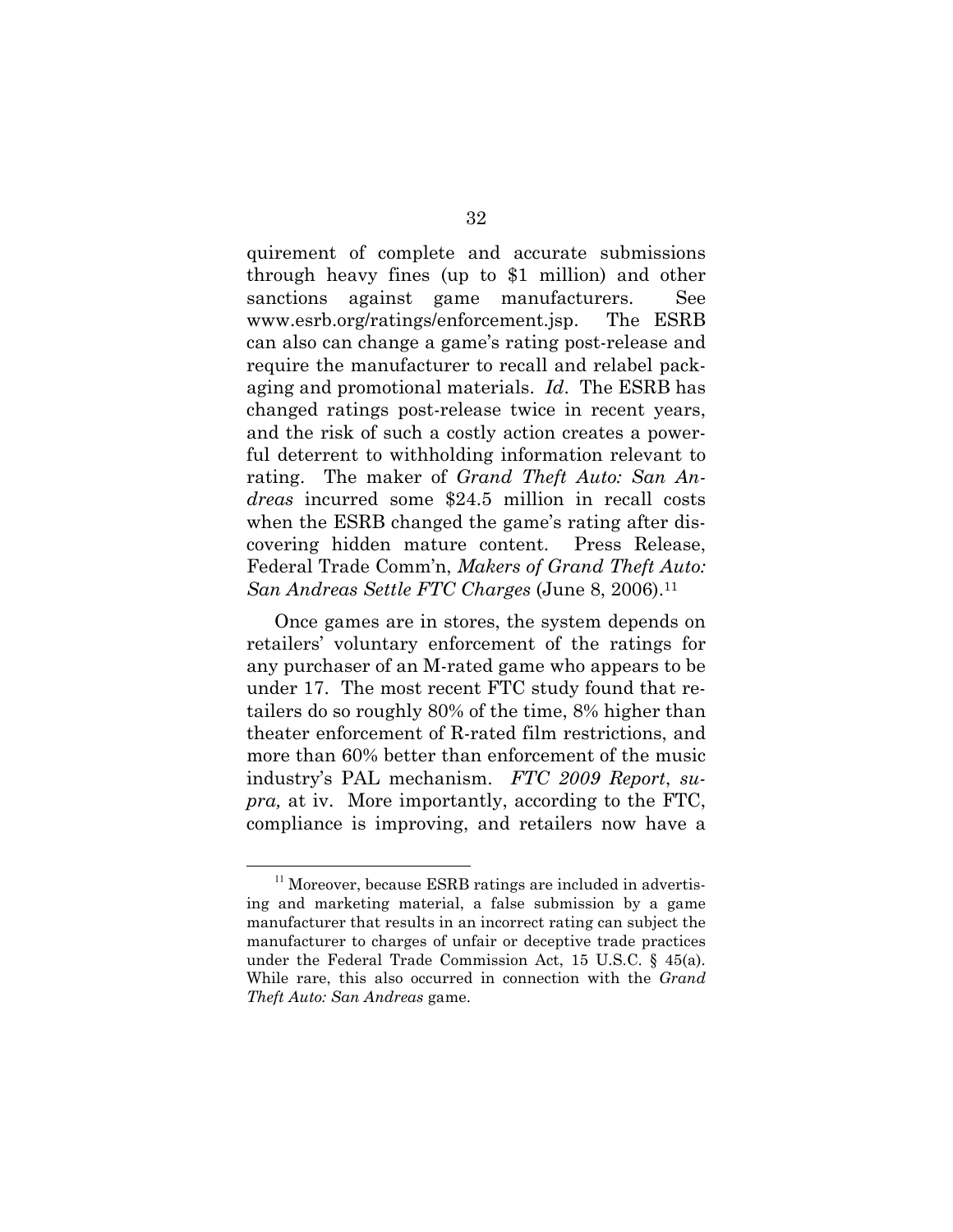quirement of complete and accurate submissions through heavy fines (up to $1 million) and other sanctions against game manufacturers. See www.esrb.org/ratings/enforcement.jsp. The ESRB can also can change a game's rating post-release and require the manufacturer to recall and relabel packaging and promotional materials. *Id*. The ESRB has changed ratings post-release twice in recent years, and the risk of such a costly action creates a powerful deterrent to withholding information relevant to rating. The maker of *Grand Theft Auto: San Andreas* incurred some $24.5 million in recall costs when the ESRB changed the game's rating after discovering hidden mature content. Press Release, Federal Trade Comm'n, *Makers of Grand Theft Auto: San Andreas Settle FTC Charges* (June 8, 2006).[11]

Once games are in stores, the system depends on retailers' voluntary enforcement of the ratings for any purchaser of an M-rated game who appears to be under 17. The most recent FTC study found that retailers do so roughly 80% of the time, 8% higher than theater enforcement of R-rated film restrictions, and more than 60% better than enforcement of the music industry's PAL mechanism. *FTC 2009 Report*, *supra,* at iv. More importantly, according to the FTC, compliance is improving, and retailers now have a

[11] Moreover, because ESRB ratings are included in advertising and marketing material, a false submission by a game manufacturer that results in an incorrect rating can subject the manufacturer to charges of unfair or deceptive trade practices under the Federal Trade Commission Act, 15 U.S.C. § 45(a). While rare, this also occurred in connection with the *Grand Theft Auto: San Andreas* game.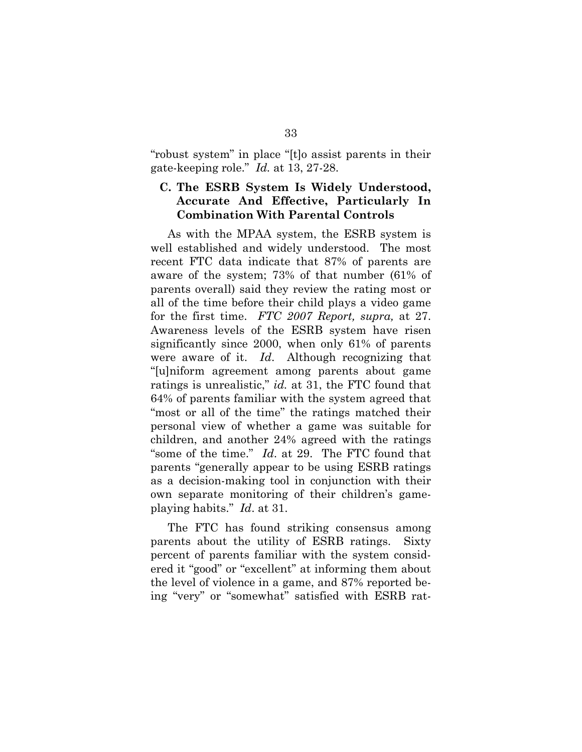"robust system" in place "[t]o assist parents in their gate-keeping role." *Id.* at 13, 27-28.

### C. The ESRB System Is Widely Understood, Accurate And Effective, Particularly In Combination With Parental Controls

As with the MPAA system, the ESRB system is well established and widely understood. The most recent FTC data indicate that 87% of parents are aware of the system; 73% of that number (61% of parents overall) said they review the rating most or all of the time before their child plays a video game for the first time. *FTC 2007 Report, supra,* at 27. Awareness levels of the ESRB system have risen significantly since 2000, when only 61% of parents were aware of it. *Id*. Although recognizing that "[u]niform agreement among parents about game ratings is unrealistic," *id.* at 31, the FTC found that 64% of parents familiar with the system agreed that "most or all of the time" the ratings matched their personal view of whether a game was suitable for children, and another 24% agreed with the ratings "some of the time." *Id*. at 29. The FTC found that parents "generally appear to be using ESRB ratings as a decision-making tool in conjunction with their own separate monitoring of their children's game-playing habits." *Id*. at 31.

The FTC has found striking consensus among parents about the utility of ESRB ratings. Sixty percent of parents familiar with the system considered it "good" or "excellent" at informing them about the level of violence in a game, and 87% reported being "very" or "somewhat" satisfied with ESRB rat-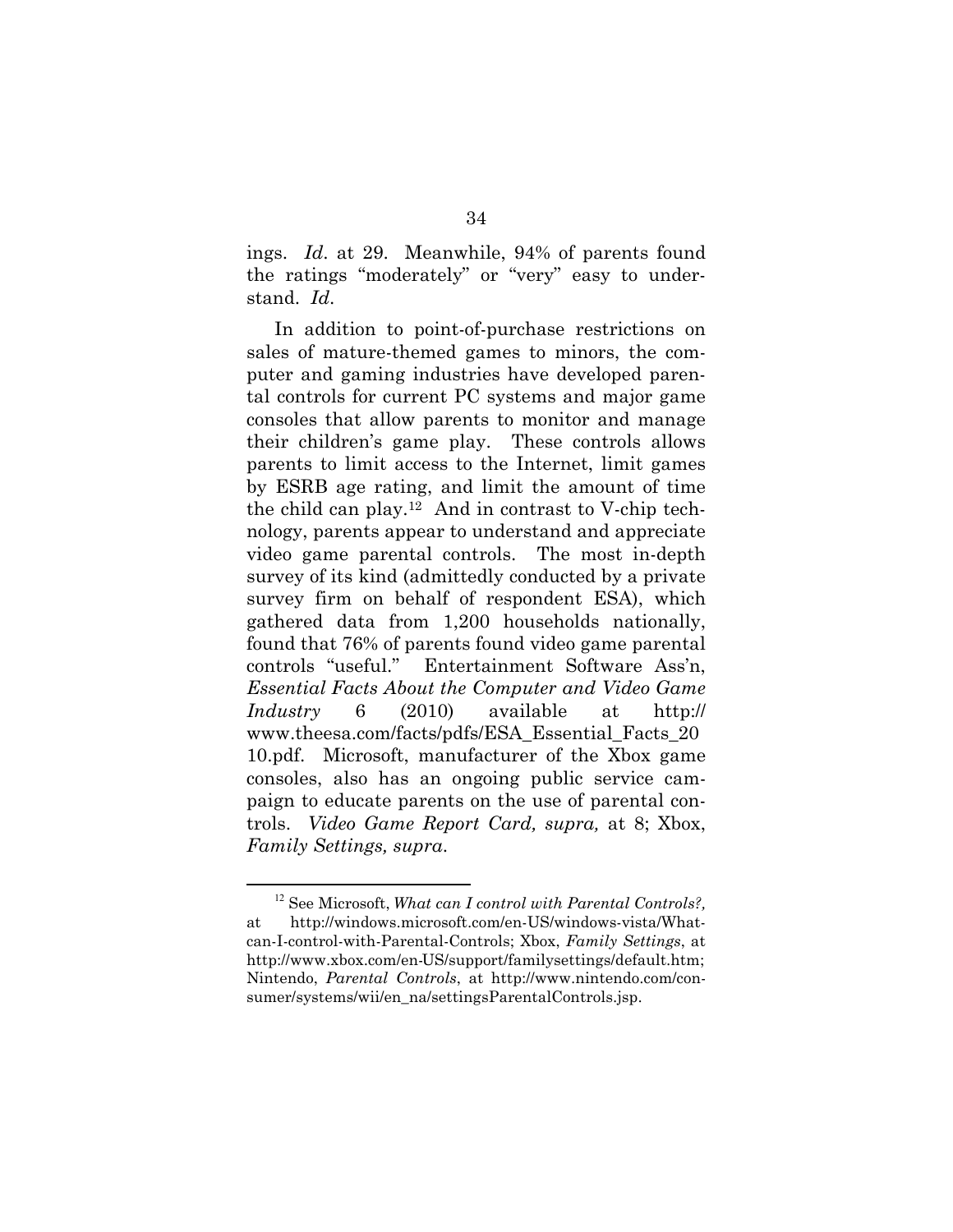ings. *Id*. at 29. Meanwhile, 94% of parents found the ratings "moderately" or "very" easy to understand. *Id*.

In addition to point-of-purchase restrictions on sales of mature-themed games to minors, the computer and gaming industries have developed parental controls for current PC systems and major game consoles that allow parents to monitor and manage their children's game play. These controls allows parents to limit access to the Internet, limit games by ESRB age rating, and limit the amount of time the child can play.[12] And in contrast to V-chip technology, parents appear to understand and appreciate video game parental controls. The most in-depth survey of its kind (admittedly conducted by a private survey firm on behalf of respondent ESA), which gathered data from 1,200 households nationally, found that 76% of parents found video game parental controls "useful." Entertainment Software Ass'n, *Essential Facts About the Computer and Video Game Industry* 6 (2010) available at http://www.theesa.com/facts/pdfs/ESA_Essential_Facts_2010.pdf. Microsoft, manufacturer of the Xbox game consoles, also has an ongoing public service campaign to educate parents on the use of parental controls. *Video Game Report Card, supra,* at 8; Xbox, *Family Settings, supra*.

---

[12] See Microsoft, *What can I control with Parental Controls?*, at http://windows.microsoft.com/en-US/windows-vista/What-can-I-control-with-Parental-Controls; Xbox, *Family Settings*, at http://www.xbox.com/en-US/support/familysettings/default.htm; Nintendo, *Parental Controls*, at http://www.nintendo.com/consumer/systems/wii/en_na/settingsParentalControls.jsp.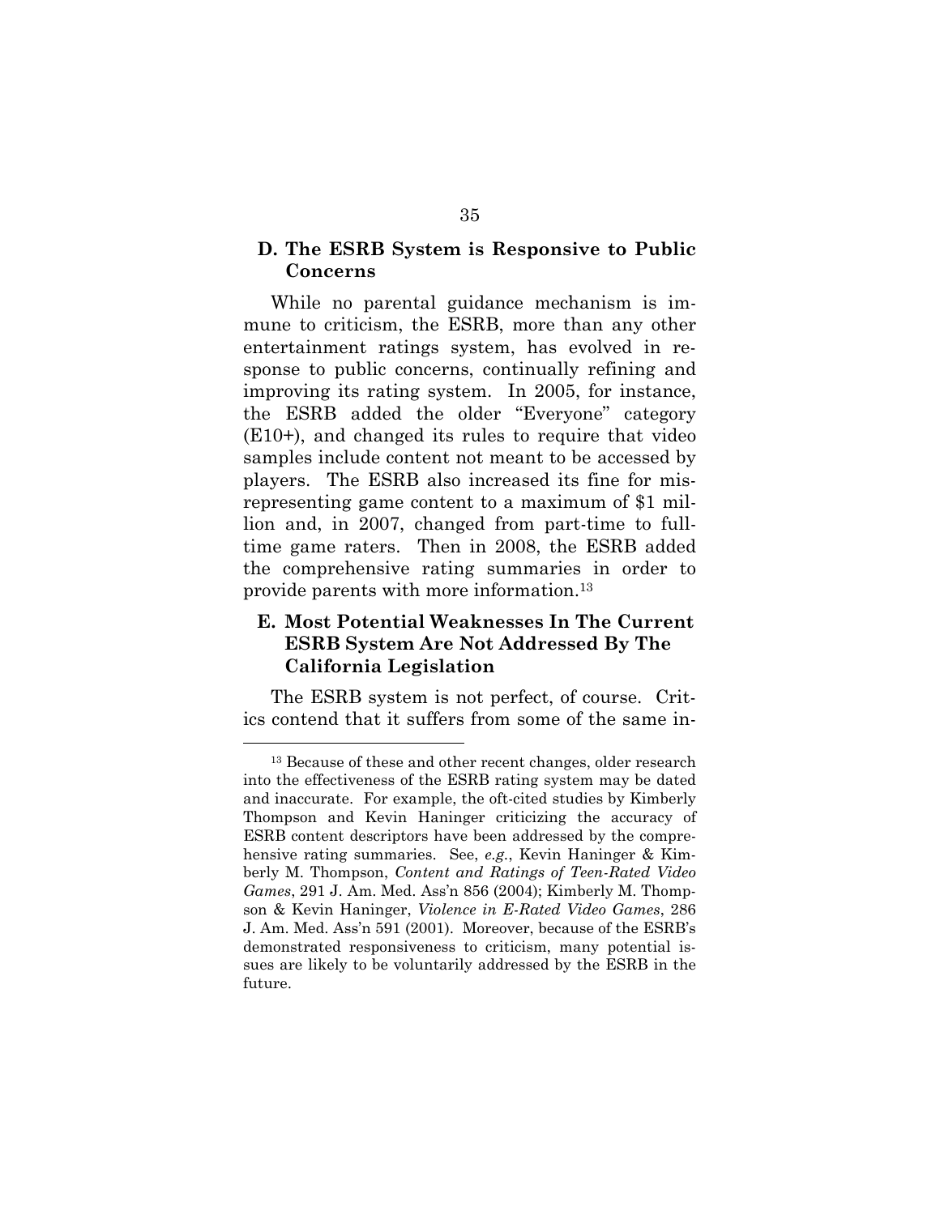### D. The ESRB System is Responsive to Public Concerns

While no parental guidance mechanism is immune to criticism, the ESRB, more than any other entertainment ratings system, has evolved in response to public concerns, continually refining and improving its rating system. In 2005, for instance, the ESRB added the older "Everyone" category (E10+), and changed its rules to require that video samples include content not meant to be accessed by players. The ESRB also increased its fine for misrepresenting game content to a maximum of $1 million and, in 2007, changed from part-time to full-time game raters. Then in 2008, the ESRB added the comprehensive rating summaries in order to provide parents with more information.[13]

### E. Most Potential Weaknesses In The Current ESRB System Are Not Addressed By The California Legislation

The ESRB system is not perfect, of course. Critics contend that it suffers from some of the same in-

---

[13] Because of these and other recent changes, older research into the effectiveness of the ESRB rating system may be dated and inaccurate. For example, the oft-cited studies by Kimberly Thompson and Kevin Haninger criticizing the accuracy of ESRB content descriptors have been addressed by the comprehensive rating summaries. See, *e.g.*, Kevin Haninger & Kimberly M. Thompson, *Content and Ratings of Teen-Rated Video Games*, 291 J. Am. Med. Ass'n 856 (2004); Kimberly M. Thompson & Kevin Haninger, *Violence in E-Rated Video Games*, 286 J. Am. Med. Ass'n 591 (2001). Moreover, because of the ESRB's demonstrated responsiveness to criticism, many potential issues are likely to be voluntarily addressed by the ESRB in the future.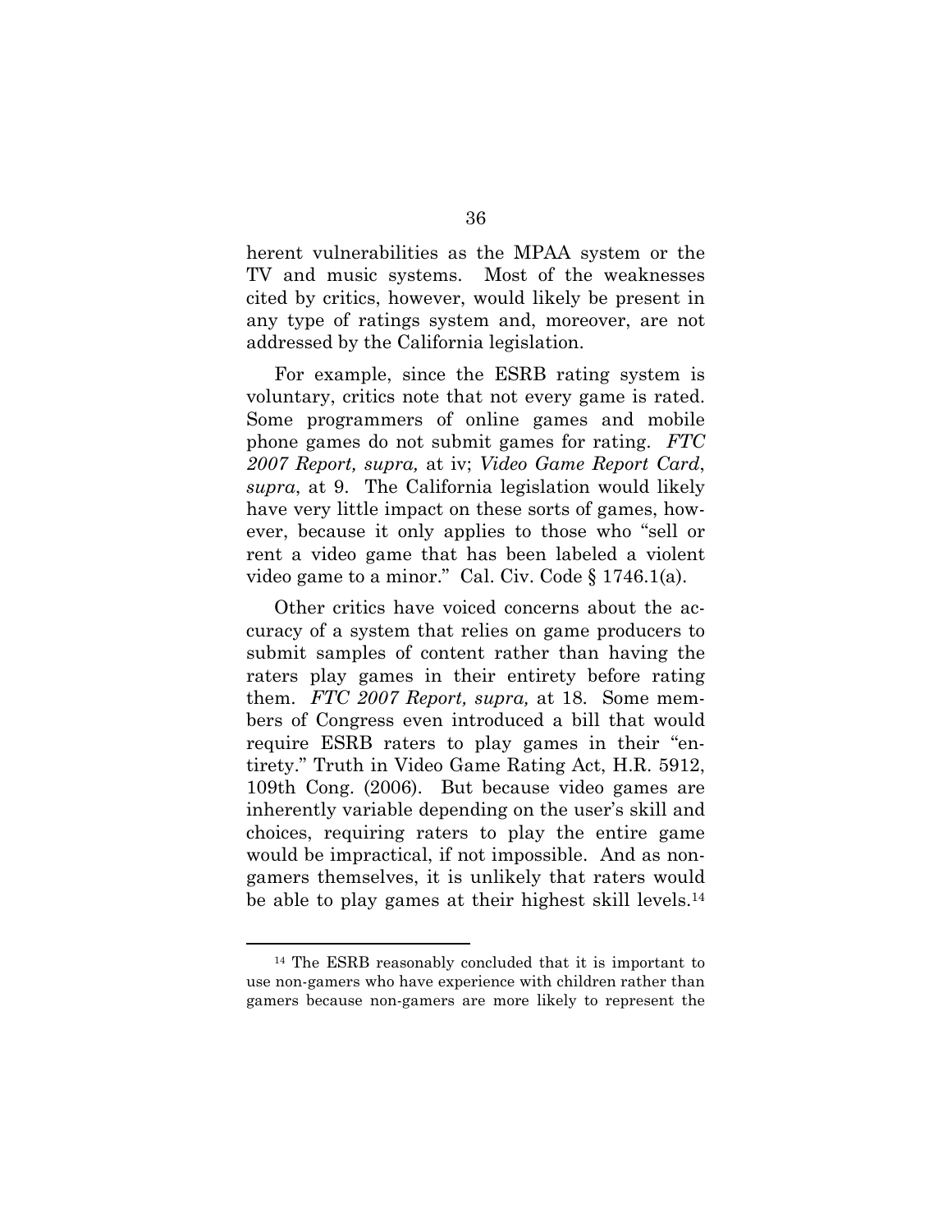herent vulnerabilities as the MPAA system or the TV and music systems. Most of the weaknesses cited by critics, however, would likely be present in any type of ratings system and, moreover, are not addressed by the California legislation.

For example, since the ESRB rating system is voluntary, critics note that not every game is rated. Some programmers of online games and mobile phone games do not submit games for rating. *FTC 2007 Report, supra,* at iv; *Video Game Report Card*, *supra*, at 9. The California legislation would likely have very little impact on these sorts of games, however, because it only applies to those who "sell or rent a video game that has been labeled a violent video game to a minor." Cal. Civ. Code § 1746.1(a).

Other critics have voiced concerns about the accuracy of a system that relies on game producers to submit samples of content rather than having the raters play games in their entirety before rating them. *FTC 2007 Report, supra,* at 18. Some members of Congress even introduced a bill that would require ESRB raters to play games in their "entirety." Truth in Video Game Rating Act, H.R. 5912, 109th Cong. (2006). But because video games are inherently variable depending on the user's skill and choices, requiring raters to play the entire game would be impractical, if not impossible. And as non-gamers themselves, it is unlikely that raters would be able to play games at their highest skill levels.[14]

---

[14] The ESRB reasonably concluded that it is important to use non-gamers who have experience with children rather than gamers because non-gamers are more likely to represent the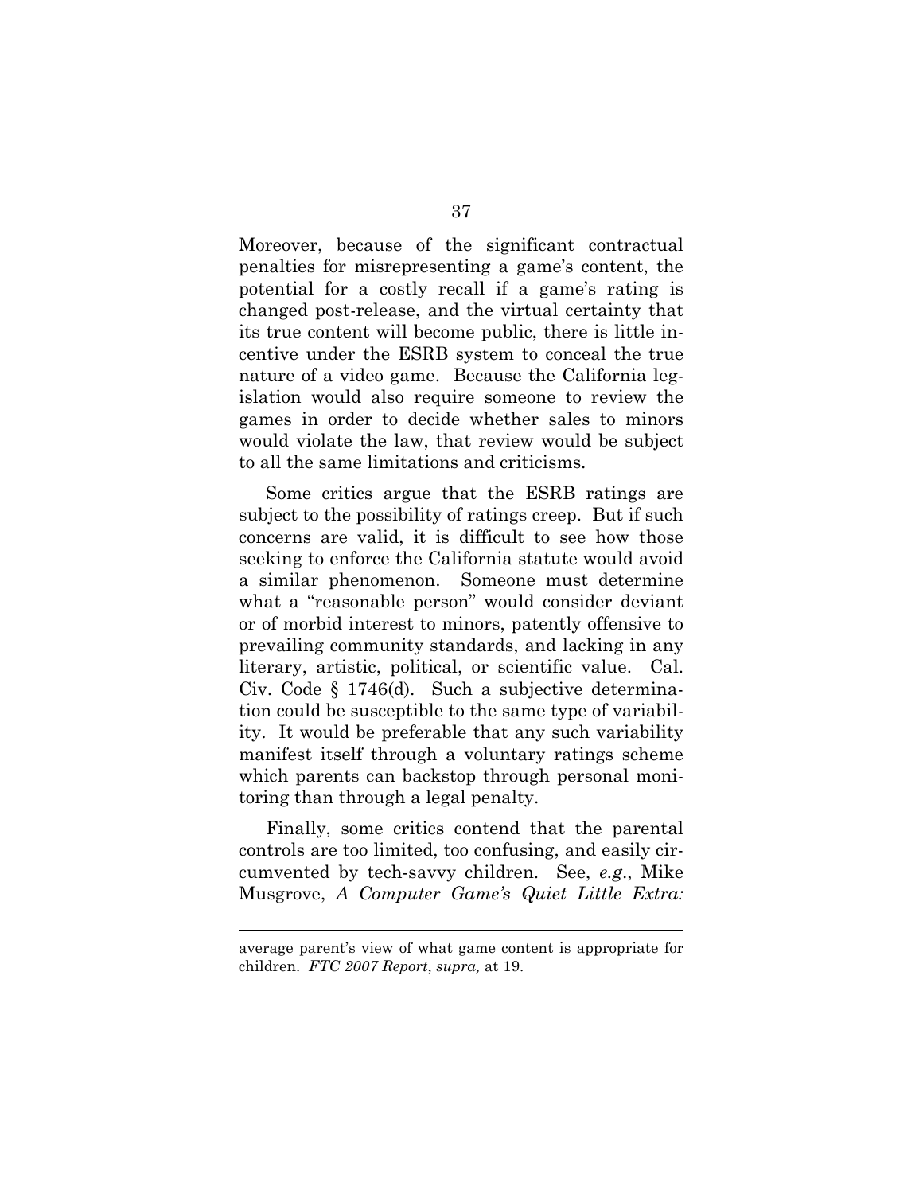Moreover, because of the significant contractual penalties for misrepresenting a game's content, the potential for a costly recall if a game's rating is changed post-release, and the virtual certainty that its true content will become public, there is little incentive under the ESRB system to conceal the true nature of a video game. Because the California legislation would also require someone to review the games in order to decide whether sales to minors would violate the law, that review would be subject to all the same limitations and criticisms.

Some critics argue that the ESRB ratings are subject to the possibility of ratings creep. But if such concerns are valid, it is difficult to see how those seeking to enforce the California statute would avoid a similar phenomenon. Someone must determine what a "reasonable person" would consider deviant or of morbid interest to minors, patently offensive to prevailing community standards, and lacking in any literary, artistic, political, or scientific value. Cal. Civ. Code § 1746(d). Such a subjective determination could be susceptible to the same type of variability. It would be preferable that any such variability manifest itself through a voluntary ratings scheme which parents can backstop through personal monitoring than through a legal penalty.

Finally, some critics contend that the parental controls are too limited, too confusing, and easily circumvented by tech-savvy children. See, *e.g.*, Mike Musgrove, *A Computer Game's Quiet Little Extra:*

---

average parent's view of what game content is appropriate for children. *FTC 2007 Report*, *supra,* at 19.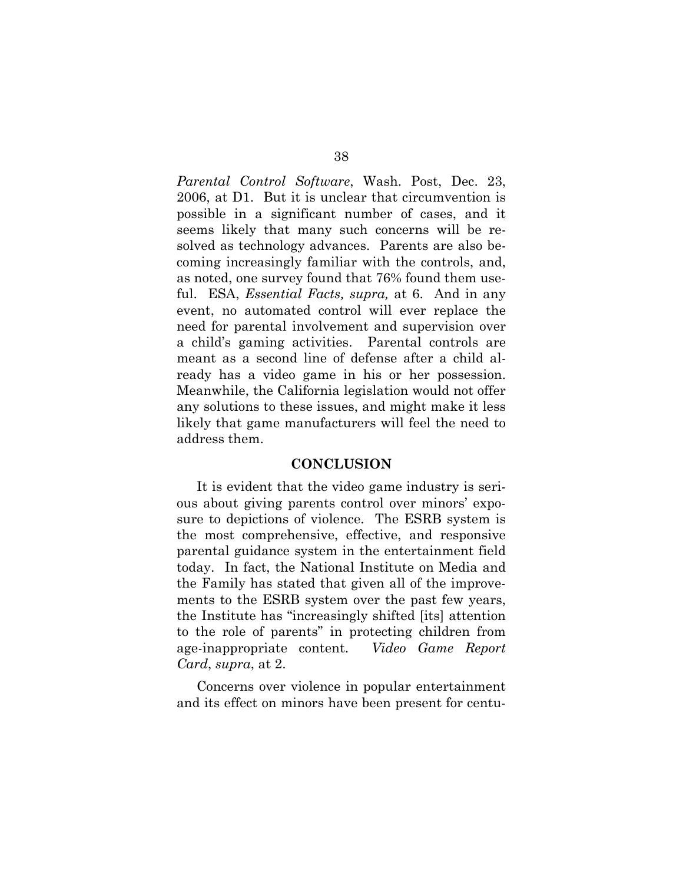*Parental Control Software*, Wash. Post, Dec. 23, 2006, at D1. But it is unclear that circumvention is possible in a significant number of cases, and it seems likely that many such concerns will be resolved as technology advances. Parents are also becoming increasingly familiar with the controls, and, as noted, one survey found that 76% found them useful. ESA, *Essential Facts, supra,* at 6. And in any event, no automated control will ever replace the need for parental involvement and supervision over a child's gaming activities. Parental controls are meant as a second line of defense after a child already has a video game in his or her possession. Meanwhile, the California legislation would not offer any solutions to these issues, and might make it less likely that game manufacturers will feel the need to address them.

## CONCLUSION

It is evident that the video game industry is serious about giving parents control over minors' exposure to depictions of violence. The ESRB system is the most comprehensive, effective, and responsive parental guidance system in the entertainment field today. In fact, the National Institute on Media and the Family has stated that given all of the improvements to the ESRB system over the past few years, the Institute has "increasingly shifted [its] attention to the role of parents" in protecting children from age-inappropriate content. *Video Game Report Card*, *supra*, at 2.

Concerns over violence in popular entertainment and its effect on minors have been present for centu-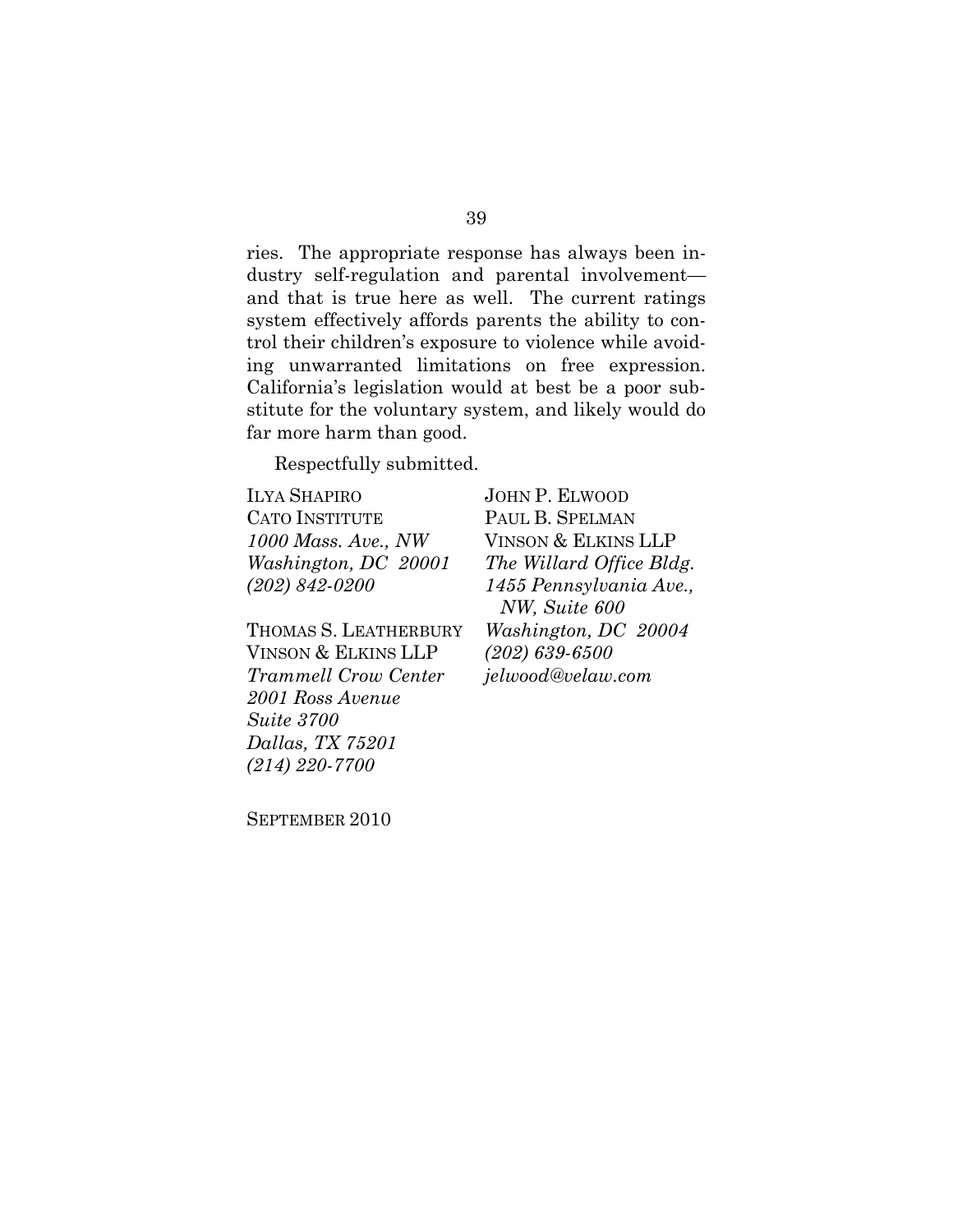ries. The appropriate response has always been industry self-regulation and parental involvement—and that is true here as well. The current ratings system effectively affords parents the ability to control their children's exposure to violence while avoiding unwarranted limitations on free expression. California's legislation would at best be a poor substitute for the voluntary system, and likely would do far more harm than good.

Respectfully submitted.

ILYA SHAPIRO
CATO INSTITUTE
*1000 Mass. Ave., NW*
*Washington, DC 20001*
*(202) 842-0200*

THOMAS S. LEATHERBURY
VINSON & ELKINS LLP
*Trammell Crow Center*
*2001 Ross Avenue*
*Suite 3700*
*Dallas, TX 75201*
*(214) 220-7700*

JOHN P. ELWOOD
PAUL B. SPELMAN
VINSON & ELKINS LLP
*The Willard Office Bldg.*
*1455 Pennsylvania Ave., NW, Suite 600*
*Washington, DC 20004*
*(202) 639-6500*
*jelwood@velaw.com*

SEPTEMBER 2010